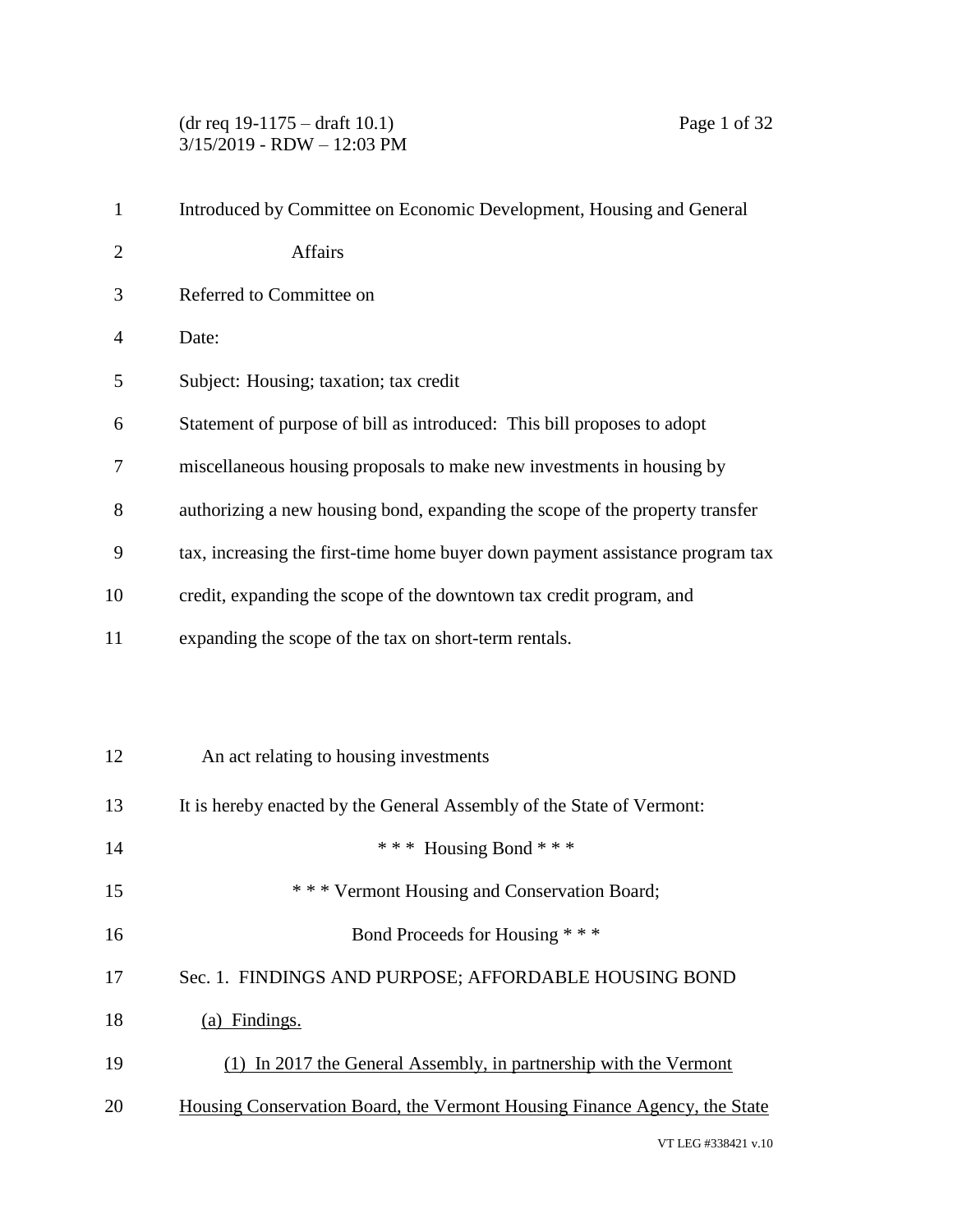Introduced by Committee on Economic Development, Housing and General Affairs

Referred to Committee on

Date:

Subject: Housing; taxation; tax credit

Statement of purpose of bill as introduced: This bill proposes to adopt miscellaneous housing proposals to make new investments in housing by authorizing a new housing bond, expanding the scope of the property transfer tax, increasing the first-time home buyer down payment assistance program tax credit, expanding the scope of the downtown tax credit program, and expanding the scope of the tax on short-term rentals.

An act relating to housing investments

It is hereby enacted by the General Assembly of the State of Vermont:

\* \* \* Housing Bond \* \* \*

\* \* \* Vermont Housing and Conservation Board;

Bond Proceeds for Housing \* \* \*

Sec. 1. FINDINGS AND PURPOSE; AFFORDABLE HOUSING BOND

(a) Findings.

(1) In 2017 the General Assembly, in partnership with the Vermont Housing Conservation Board, the Vermont Housing Finance Agency, the State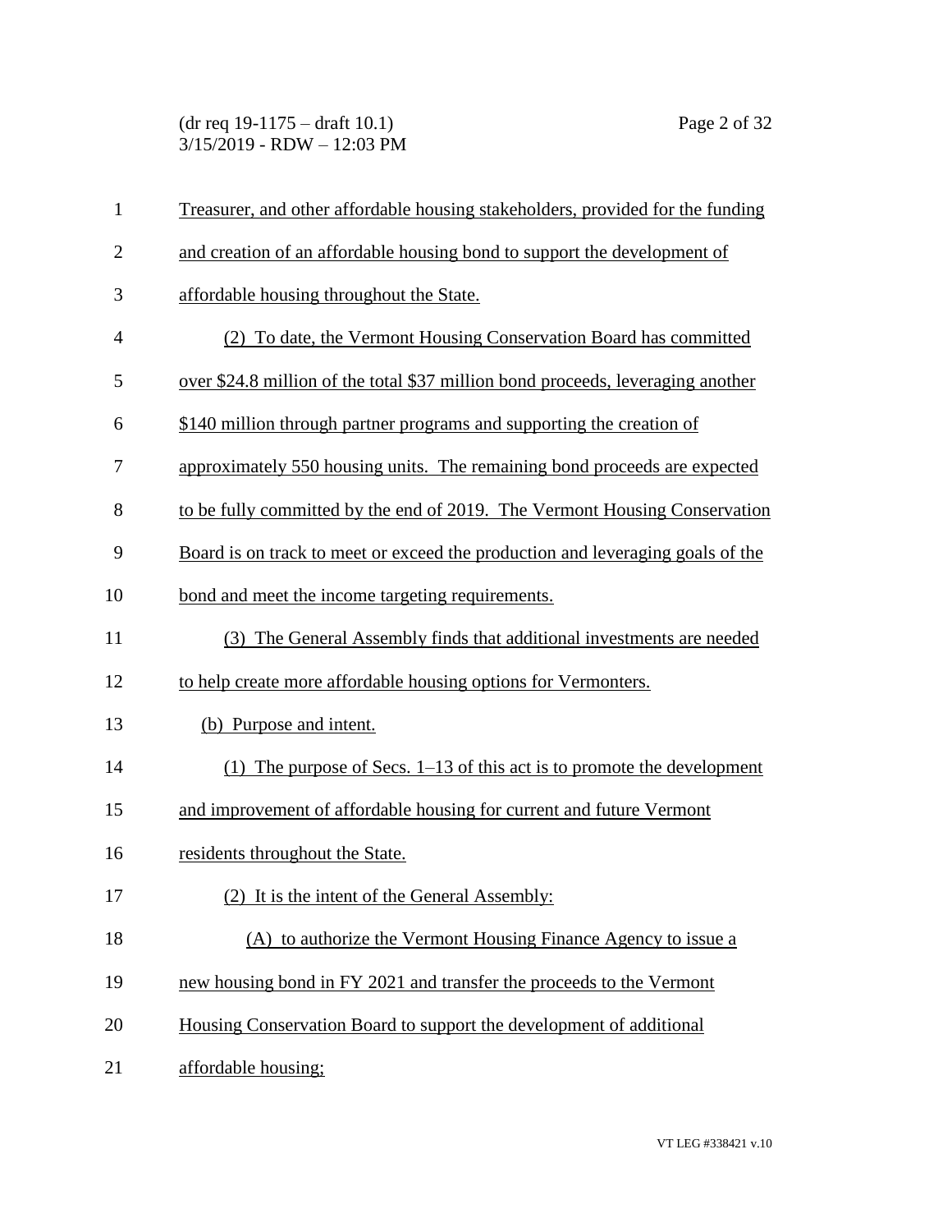Treasurer, and other affordable housing stakeholders, provided for the funding and creation of an affordable housing bond to support the development of affordable housing throughout the State.

(2) To date, the Vermont Housing Conservation Board has committed over $24.8 million of the total $37 million bond proceeds, leveraging another $140 million through partner programs and supporting the creation of approximately 550 housing units. The remaining bond proceeds are expected to be fully committed by the end of 2019. The Vermont Housing Conservation Board is on track to meet or exceed the production and leveraging goals of the bond and meet the income targeting requirements.

(3) The General Assembly finds that additional investments are needed to help create more affordable housing options for Vermonters.

(b) Purpose and intent.

(1) The purpose of Secs. 1–13 of this act is to promote the development and improvement of affordable housing for current and future Vermont residents throughout the State.

(2) It is the intent of the General Assembly:

(A) to authorize the Vermont Housing Finance Agency to issue a new housing bond in FY 2021 and transfer the proceeds to the Vermont Housing Conservation Board to support the development of additional affordable housing;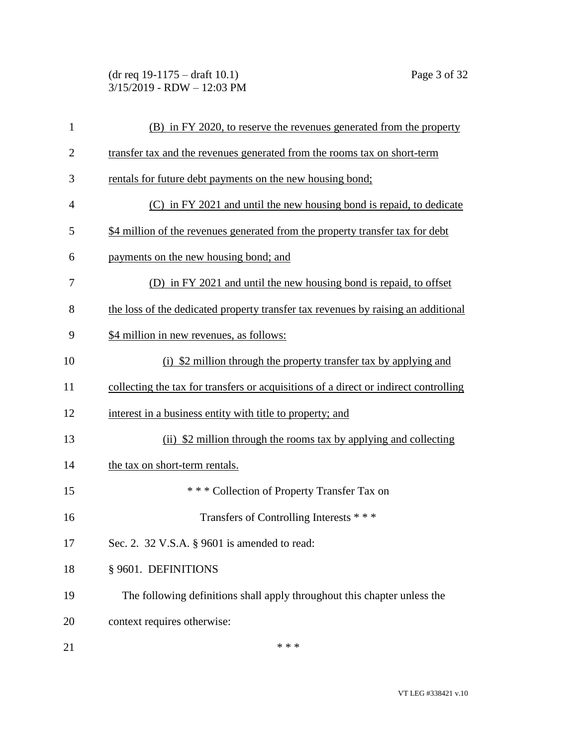(B) in FY 2020, to reserve the revenues generated from the property transfer tax and the revenues generated from the rooms tax on short-term rentals for future debt payments on the new housing bond;

(C) in FY 2021 and until the new housing bond is repaid, to dedicate $4 million of the revenues generated from the property transfer tax for debt payments on the new housing bond; and

(D) in FY 2021 and until the new housing bond is repaid, to offset the loss of the dedicated property transfer tax revenues by raising an additional $4 million in new revenues, as follows:

(i) $2 million through the property transfer tax by applying and collecting the tax for transfers or acquisitions of a direct or indirect controlling interest in a business entity with title to property; and

(ii) $2 million through the rooms tax by applying and collecting the tax on short-term rentals.

\* \* \* Collection of Property Transfer Tax on Transfers of Controlling Interests \* \* \*

Sec. 2. 32 V.S.A. § 9601 is amended to read:

§ 9601. DEFINITIONS

The following definitions shall apply throughout this chapter unless the context requires otherwise:

\* \* \*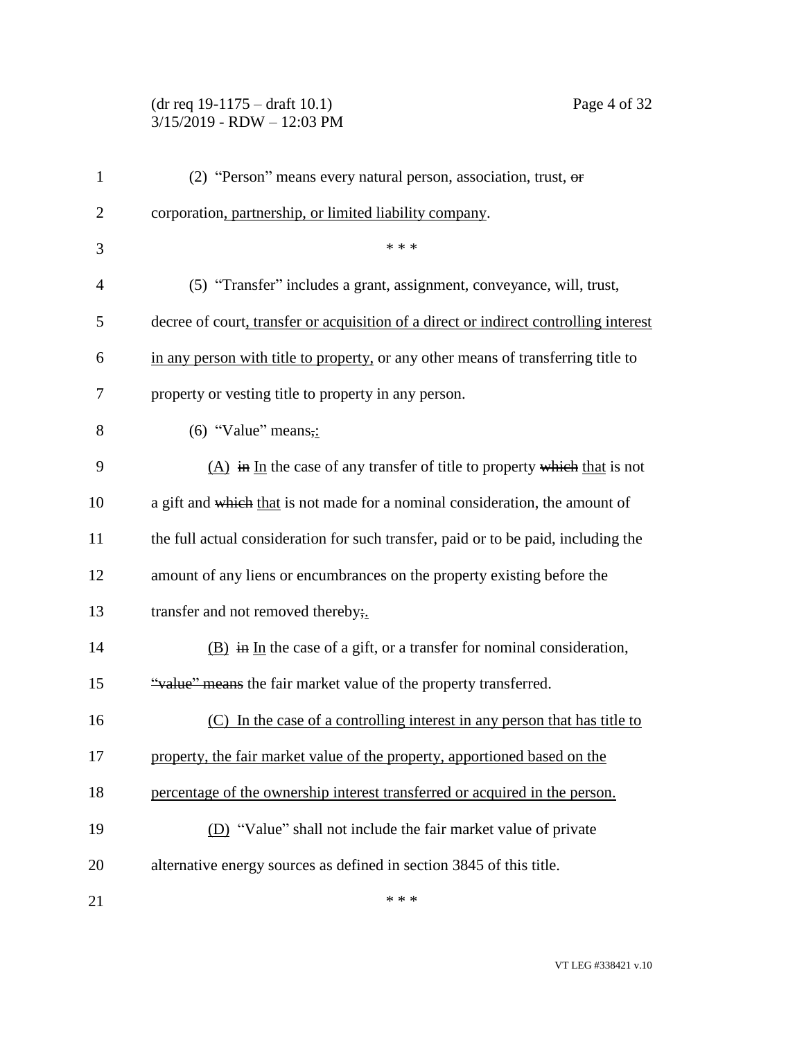(2) "Person" means every natural person, association, trust, ~~or~~ corporation, partnership, or limited liability company.

\* \* \*

(5) "Transfer" includes a grant, assignment, conveyance, will, trust, decree of court, transfer or acquisition of a direct or indirect controlling interest in any person with title to property, or any other means of transferring title to property or vesting title to property in any person.

(6) "Value" means~~,~~:

(A) ~~in~~ In the case of any transfer of title to property ~~which~~ that is not a gift and ~~which~~ that is not made for a nominal consideration, the amount of the full actual consideration for such transfer, paid or to be paid, including the amount of any liens or encumbrances on the property existing before the transfer and not removed thereby~~;~~.

(B) ~~in~~ In the case of a gift, or a transfer for nominal consideration, ~~"value" means~~ the fair market value of the property transferred.

(C) In the case of a controlling interest in any person that has title to property, the fair market value of the property, apportioned based on the percentage of the ownership interest transferred or acquired in the person.

(D) "Value" shall not include the fair market value of private alternative energy sources as defined in section 3845 of this title.

\* \* \*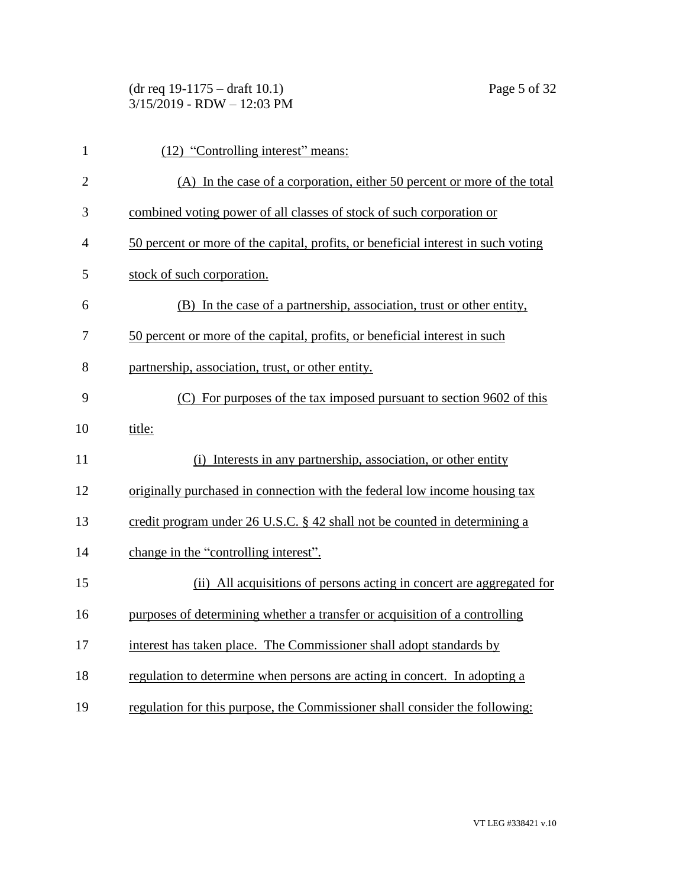(12) "Controlling interest" means:

(A) In the case of a corporation, either 50 percent or more of the total combined voting power of all classes of stock of such corporation or 50 percent or more of the capital, profits, or beneficial interest in such voting stock of such corporation.

(B) In the case of a partnership, association, trust or other entity, 50 percent or more of the capital, profits, or beneficial interest in such partnership, association, trust, or other entity.

(C) For purposes of the tax imposed pursuant to section 9602 of this title:

(i) Interests in any partnership, association, or other entity originally purchased in connection with the federal low income housing tax credit program under 26 U.S.C. § 42 shall not be counted in determining a change in the "controlling interest".

(ii) All acquisitions of persons acting in concert are aggregated for purposes of determining whether a transfer or acquisition of a controlling interest has taken place. The Commissioner shall adopt standards by regulation to determine when persons are acting in concert. In adopting a regulation for this purpose, the Commissioner shall consider the following: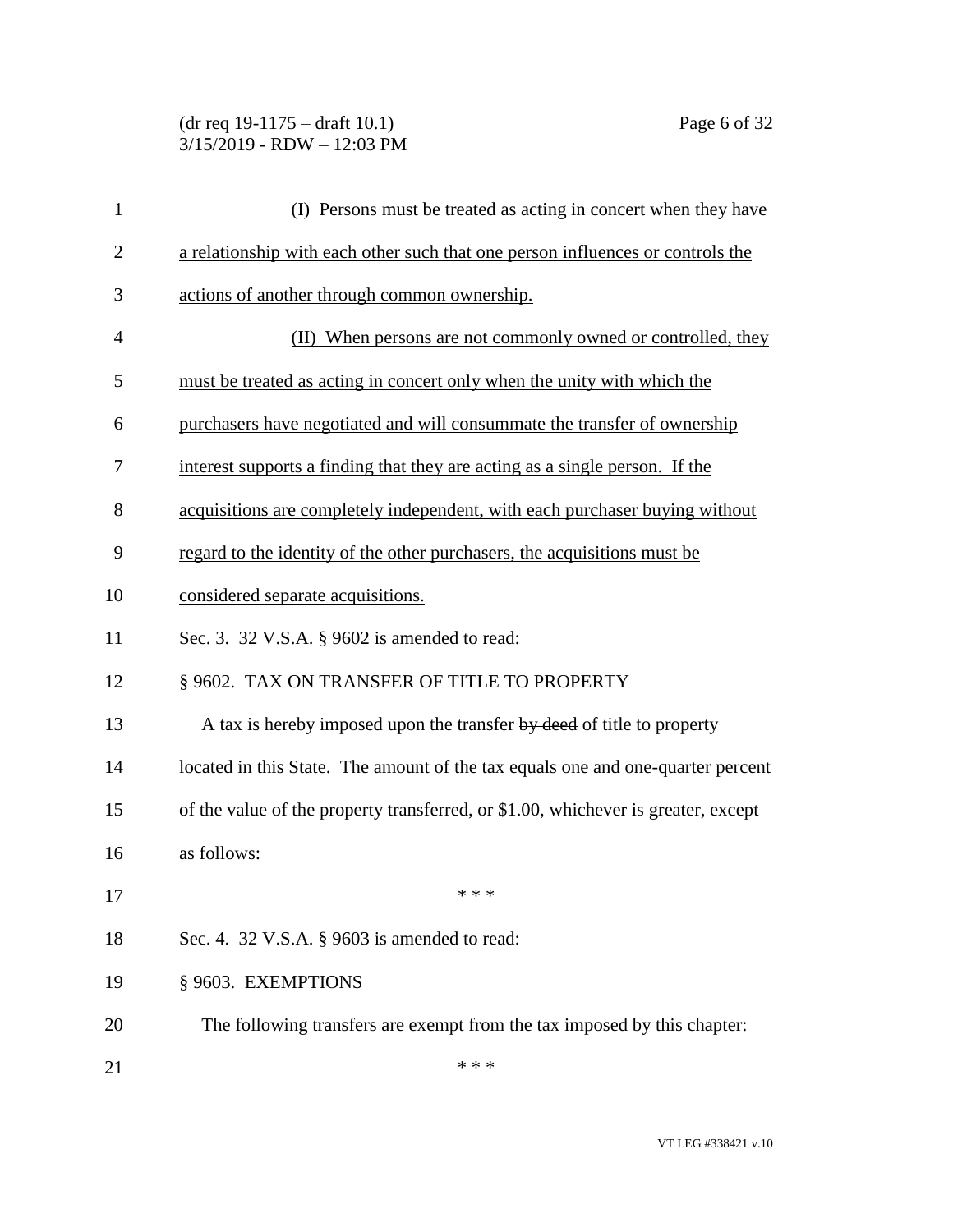(I) Persons must be treated as acting in concert when they have a relationship with each other such that one person influences or controls the actions of another through common ownership.

(II) When persons are not commonly owned or controlled, they must be treated as acting in concert only when the unity with which the purchasers have negotiated and will consummate the transfer of ownership interest supports a finding that they are acting as a single person. If the acquisitions are completely independent, with each purchaser buying without regard to the identity of the other purchasers, the acquisitions must be considered separate acquisitions.

Sec. 3. 32 V.S.A. § 9602 is amended to read:

§ 9602. TAX ON TRANSFER OF TITLE TO PROPERTY

A tax is hereby imposed upon the transfer ~~by deed~~ of title to property located in this State. The amount of the tax equals one and one-quarter percent of the value of the property transferred, or $1.00, whichever is greater, except as follows:

\* \* \*

Sec. 4. 32 V.S.A. § 9603 is amended to read:

§ 9603. EXEMPTIONS

The following transfers are exempt from the tax imposed by this chapter:

\* \* \*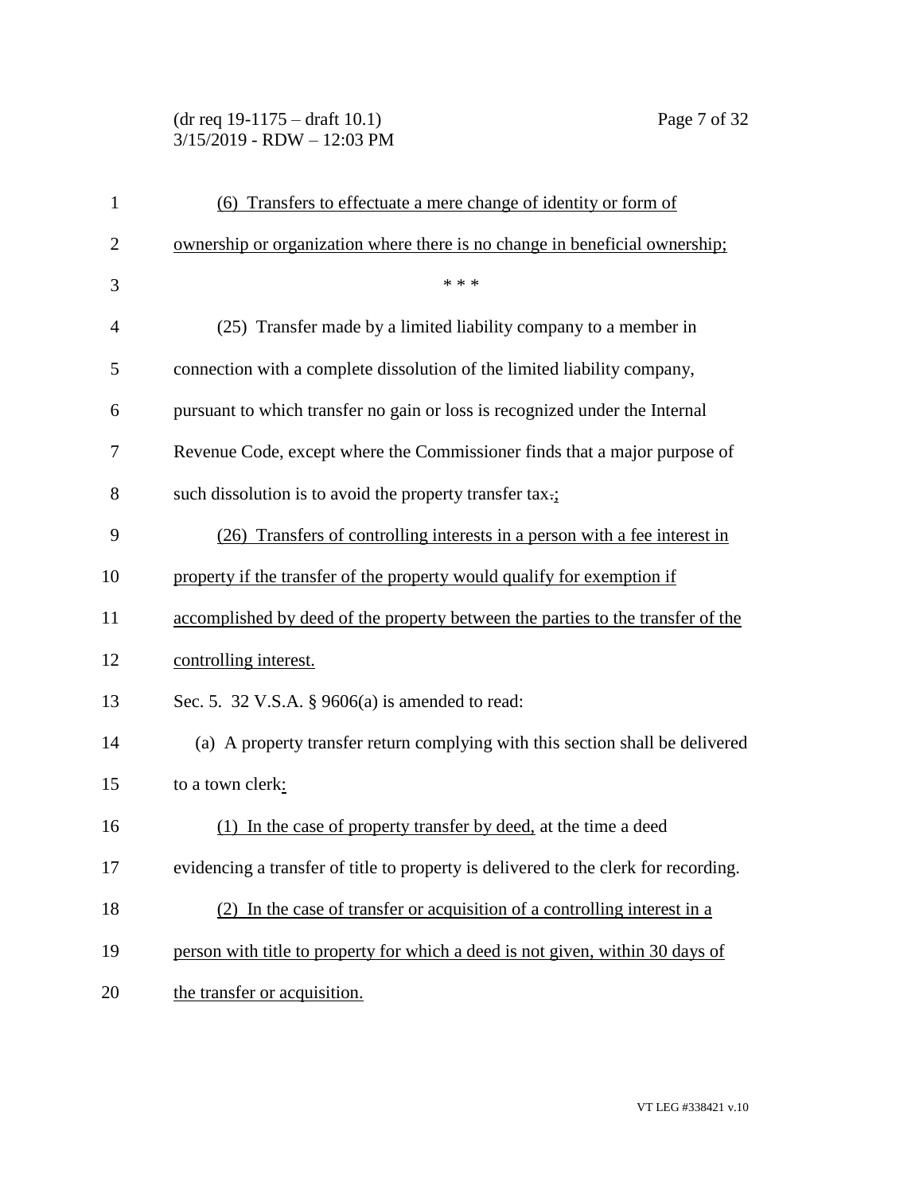(6) Transfers to effectuate a mere change of identity or form of ownership or organization where there is no change in beneficial ownership;

\* \* \*

(25) Transfer made by a limited liability company to a member in connection with a complete dissolution of the limited liability company, pursuant to which transfer no gain or loss is recognized under the Internal Revenue Code, except where the Commissioner finds that a major purpose of such dissolution is to avoid the property transfer tax.;

(26) Transfers of controlling interests in a person with a fee interest in property if the transfer of the property would qualify for exemption if accomplished by deed of the property between the parties to the transfer of the controlling interest.

Sec. 5. 32 V.S.A. § 9606(a) is amended to read:

(a) A property transfer return complying with this section shall be delivered to a town clerk:

(1) In the case of property transfer by deed, at the time a deed evidencing a transfer of title to property is delivered to the clerk for recording.

(2) In the case of transfer or acquisition of a controlling interest in a person with title to property for which a deed is not given, within 30 days of the transfer or acquisition.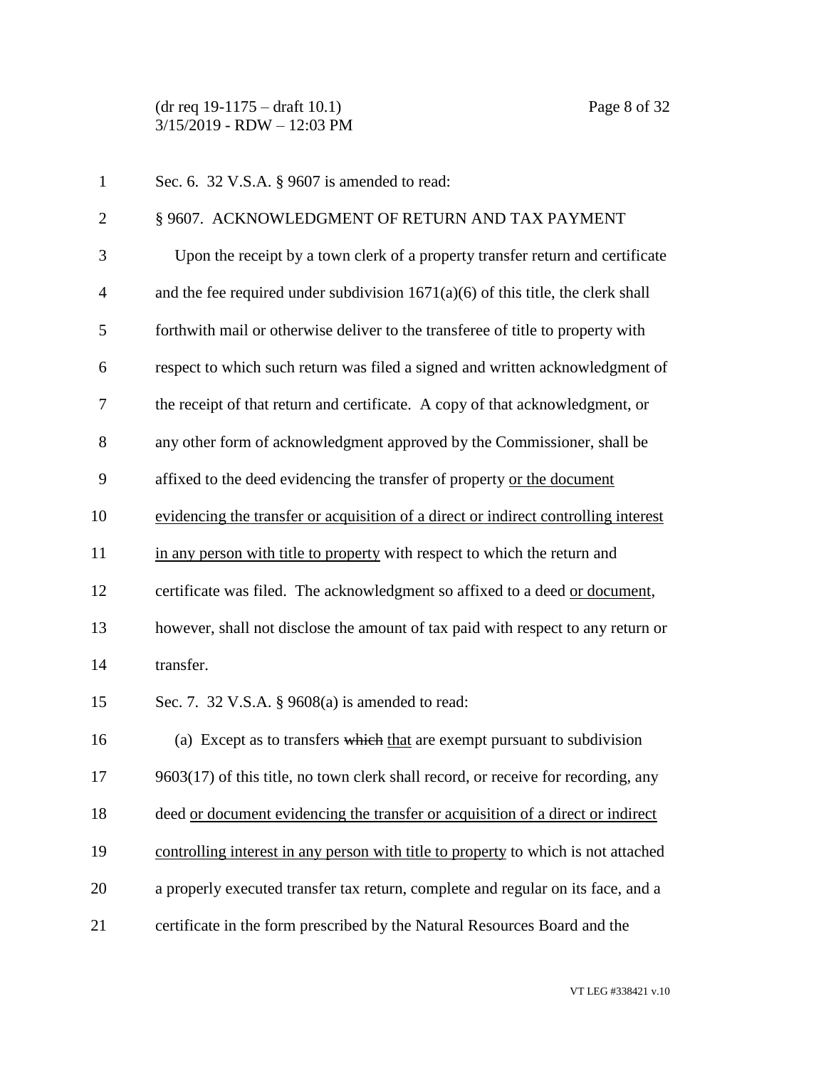Sec. 6. 32 V.S.A. § 9607 is amended to read:

§ 9607. ACKNOWLEDGMENT OF RETURN AND TAX PAYMENT

Upon the receipt by a town clerk of a property transfer return and certificate and the fee required under subdivision 1671(a)(6) of this title, the clerk shall forthwith mail or otherwise deliver to the transferee of title to property with respect to which such return was filed a signed and written acknowledgment of the receipt of that return and certificate. A copy of that acknowledgment, or any other form of acknowledgment approved by the Commissioner, shall be affixed to the deed evidencing the transfer of property <u>or the document evidencing the transfer or acquisition of a direct or indirect controlling interest in any person with title to property</u> with respect to which the return and certificate was filed. The acknowledgment so affixed to a deed <u>or document</u>, however, shall not disclose the amount of tax paid with respect to any return or transfer.

Sec. 7. 32 V.S.A. § 9608(a) is amended to read:

(a) Except as to transfers ~~which~~ <u>that</u> are exempt pursuant to subdivision 9603(17) of this title, no town clerk shall record, or receive for recording, any deed <u>or document evidencing the transfer or acquisition of a direct or indirect controlling interest in any person with title to property</u> to which is not attached a properly executed transfer tax return, complete and regular on its face, and a certificate in the form prescribed by the Natural Resources Board and the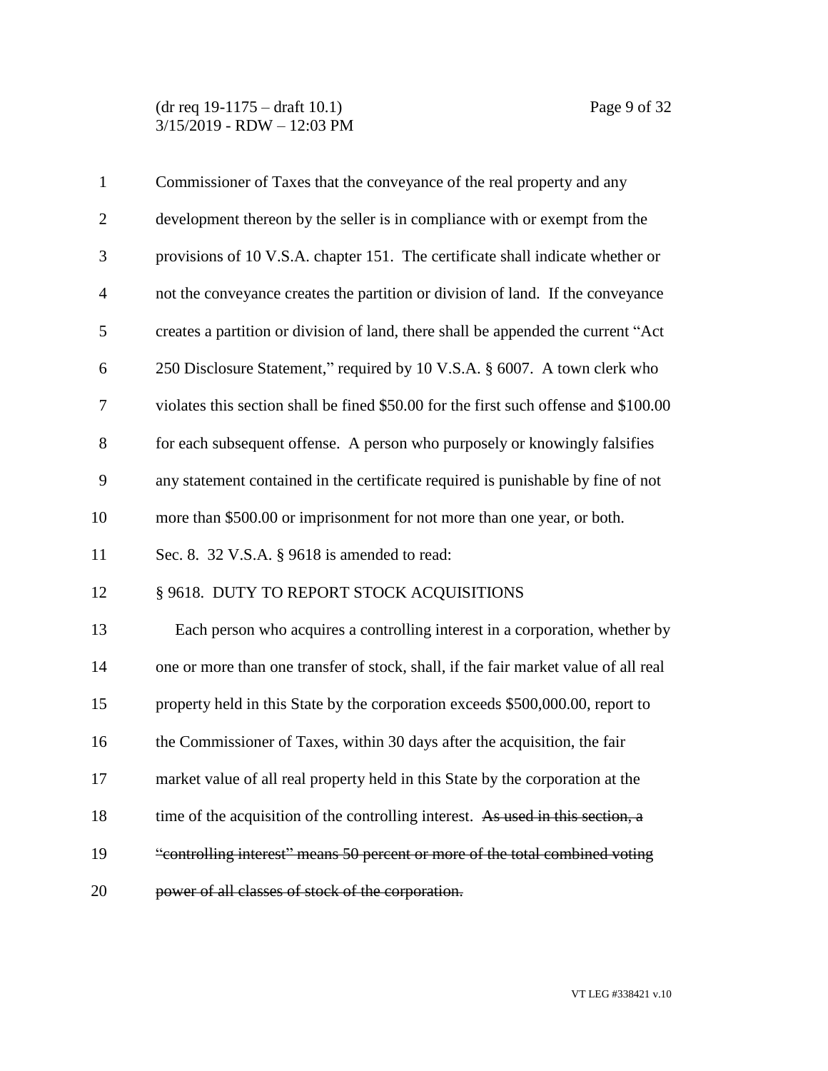Commissioner of Taxes that the conveyance of the real property and any development thereon by the seller is in compliance with or exempt from the provisions of 10 V.S.A. chapter 151. The certificate shall indicate whether or not the conveyance creates the partition or division of land. If the conveyance creates a partition or division of land, there shall be appended the current "Act 250 Disclosure Statement," required by 10 V.S.A. § 6007. A town clerk who violates this section shall be fined $50.00 for the first such offense and $100.00 for each subsequent offense. A person who purposely or knowingly falsifies any statement contained in the certificate required is punishable by fine of not more than $500.00 or imprisonment for not more than one year, or both.

Sec. 8. 32 V.S.A. § 9618 is amended to read:

§ 9618. DUTY TO REPORT STOCK ACQUISITIONS

Each person who acquires a controlling interest in a corporation, whether by one or more than one transfer of stock, shall, if the fair market value of all real property held in this State by the corporation exceeds $500,000.00, report to the Commissioner of Taxes, within 30 days after the acquisition, the fair market value of all real property held in this State by the corporation at the time of the acquisition of the controlling interest. ~~As used in this section, a "controlling interest" means 50 percent or more of the total combined voting power of all classes of stock of the corporation.~~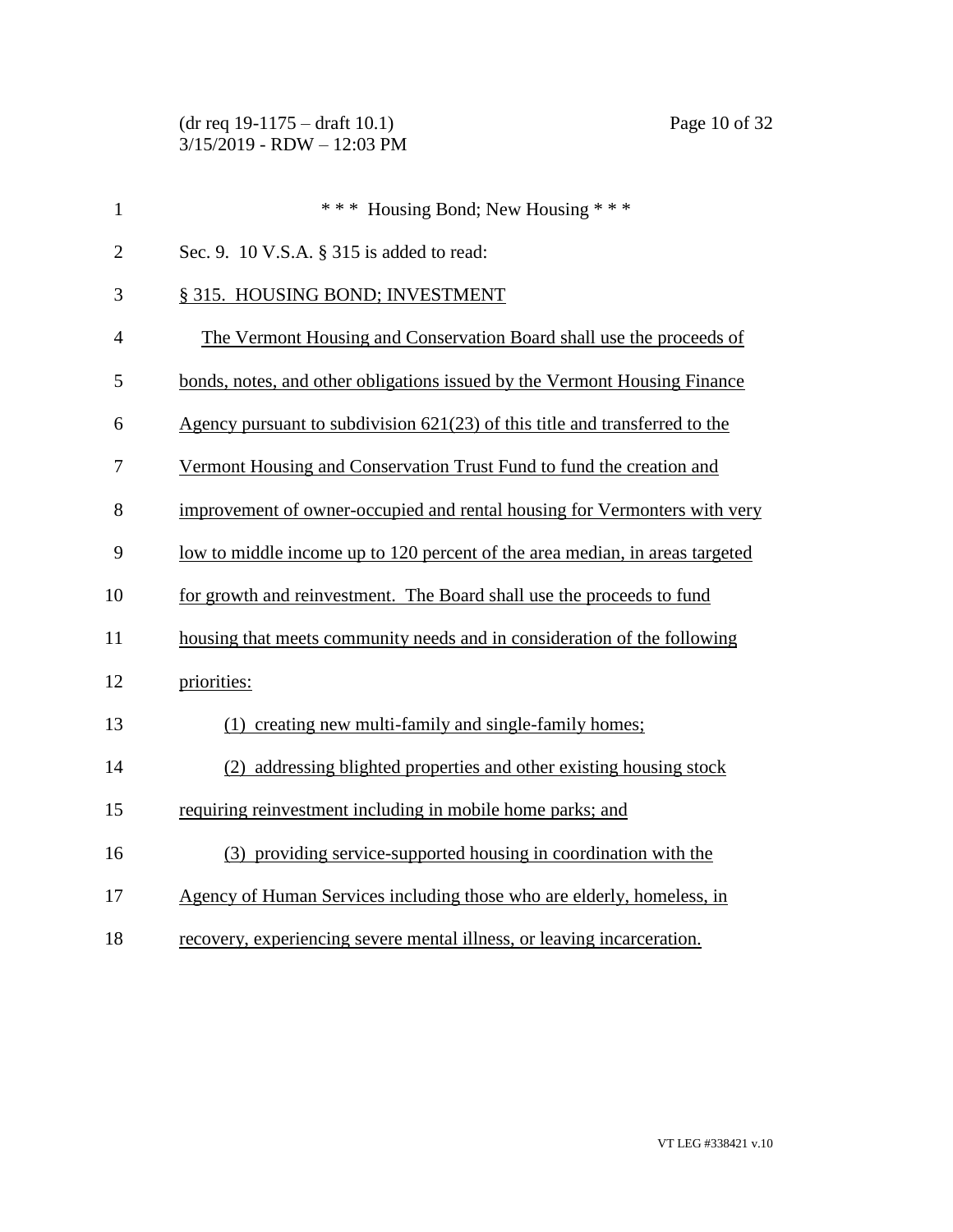\* \* \* Housing Bond; New Housing \* \* \*

Sec. 9. 10 V.S.A. § 315 is added to read:

§ 315. HOUSING BOND; INVESTMENT

The Vermont Housing and Conservation Board shall use the proceeds of bonds, notes, and other obligations issued by the Vermont Housing Finance Agency pursuant to subdivision 621(23) of this title and transferred to the Vermont Housing and Conservation Trust Fund to fund the creation and improvement of owner-occupied and rental housing for Vermonters with very low to middle income up to 120 percent of the area median, in areas targeted for growth and reinvestment. The Board shall use the proceeds to fund housing that meets community needs and in consideration of the following priorities:

(1) creating new multi-family and single-family homes;

(2) addressing blighted properties and other existing housing stock requiring reinvestment including in mobile home parks; and

(3) providing service-supported housing in coordination with the Agency of Human Services including those who are elderly, homeless, in recovery, experiencing severe mental illness, or leaving incarceration.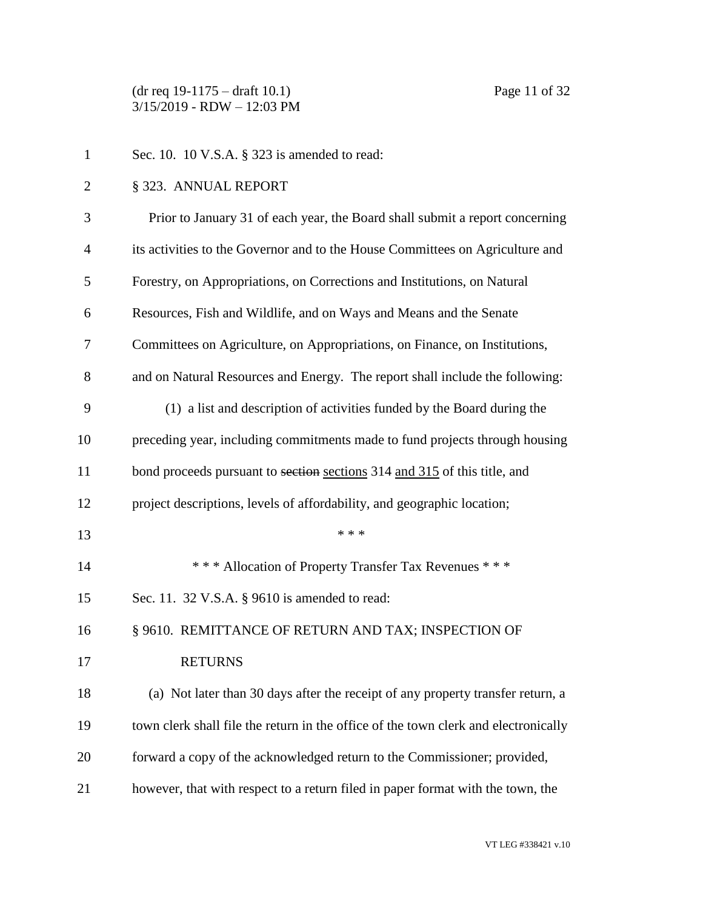Sec. 10. 10 V.S.A. § 323 is amended to read:

§ 323. ANNUAL REPORT

Prior to January 31 of each year, the Board shall submit a report concerning its activities to the Governor and to the House Committees on Agriculture and Forestry, on Appropriations, on Corrections and Institutions, on Natural Resources, Fish and Wildlife, and on Ways and Means and the Senate Committees on Agriculture, on Appropriations, on Finance, on Institutions, and on Natural Resources and Energy. The report shall include the following:

(1) a list and description of activities funded by the Board during the preceding year, including commitments made to fund projects through housing bond proceeds pursuant to ~~section~~ sections 314 and 315 of this title, and project descriptions, levels of affordability, and geographic location;

\* \* \*

\* \* \* Allocation of Property Transfer Tax Revenues \* \* \*

Sec. 11. 32 V.S.A. § 9610 is amended to read:

§ 9610. REMITTANCE OF RETURN AND TAX; INSPECTION OF RETURNS

(a) Not later than 30 days after the receipt of any property transfer return, a town clerk shall file the return in the office of the town clerk and electronically forward a copy of the acknowledged return to the Commissioner; provided, however, that with respect to a return filed in paper format with the town, the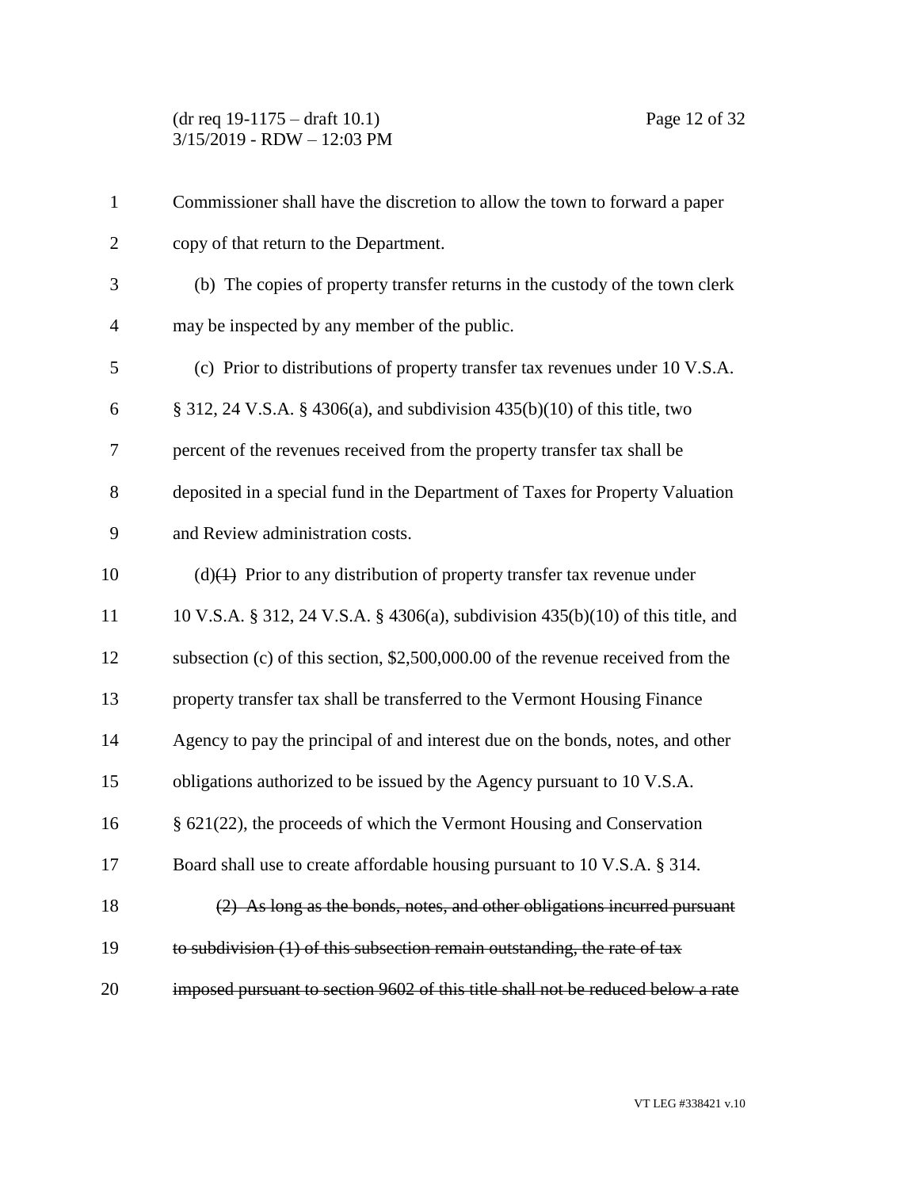Commissioner shall have the discretion to allow the town to forward a paper copy of that return to the Department.

(b) The copies of property transfer returns in the custody of the town clerk may be inspected by any member of the public.

(c) Prior to distributions of property transfer tax revenues under 10 V.S.A. § 312, 24 V.S.A. § 4306(a), and subdivision 435(b)(10) of this title, two percent of the revenues received from the property transfer tax shall be deposited in a special fund in the Department of Taxes for Property Valuation and Review administration costs.

(d)~~(1)~~ Prior to any distribution of property transfer tax revenue under 10 V.S.A. § 312, 24 V.S.A. § 4306(a), subdivision 435(b)(10) of this title, and subsection (c) of this section, $2,500,000.00 of the revenue received from the property transfer tax shall be transferred to the Vermont Housing Finance Agency to pay the principal of and interest due on the bonds, notes, and other obligations authorized to be issued by the Agency pursuant to 10 V.S.A. § 621(22), the proceeds of which the Vermont Housing and Conservation Board shall use to create affordable housing pursuant to 10 V.S.A. § 314.

~~(2) As long as the bonds, notes, and other obligations incurred pursuant to subdivision (1) of this subsection remain outstanding, the rate of tax imposed pursuant to section 9602 of this title shall not be reduced below a rate~~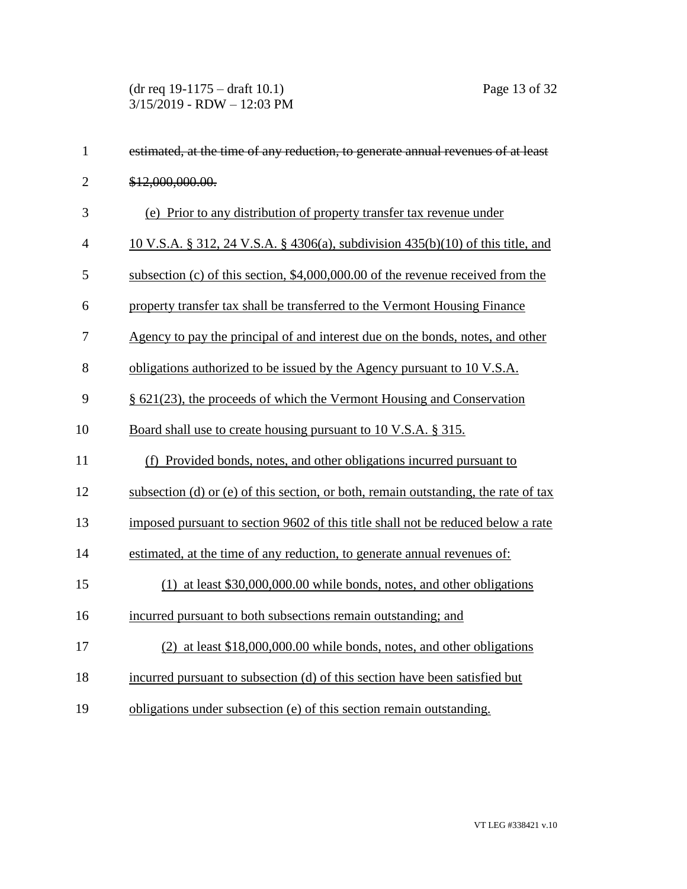~~estimated, at the time of any reduction, to generate annual revenues of at least $12,000,000.00.~~

<u>(e) Prior to any distribution of property transfer tax revenue under 10 V.S.A. § 312, 24 V.S.A. § 4306(a), subdivision 435(b)(10) of this title, and subsection (c) of this section, $4,000,000.00 of the revenue received from the property transfer tax shall be transferred to the Vermont Housing Finance Agency to pay the principal of and interest due on the bonds, notes, and other obligations authorized to be issued by the Agency pursuant to 10 V.S.A. § 621(23), the proceeds of which the Vermont Housing and Conservation Board shall use to create housing pursuant to 10 V.S.A. § 315.</u>

<u>(f) Provided bonds, notes, and other obligations incurred pursuant to subsection (d) or (e) of this section, or both, remain outstanding, the rate of tax imposed pursuant to section 9602 of this title shall not be reduced below a rate estimated, at the time of any reduction, to generate annual revenues of:</u>

<u>(1) at least $30,000,000.00 while bonds, notes, and other obligations incurred pursuant to both subsections remain outstanding; and</u>

<u>(2) at least $18,000,000.00 while bonds, notes, and other obligations incurred pursuant to subsection (d) of this section have been satisfied but obligations under subsection (e) of this section remain outstanding.</u>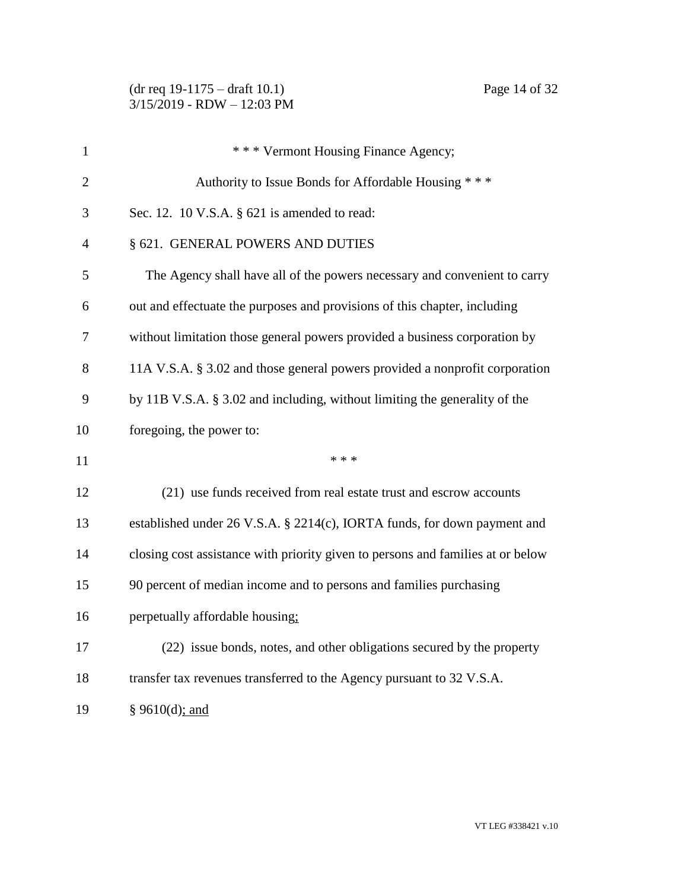\* \* \* Vermont Housing Finance Agency;

Authority to Issue Bonds for Affordable Housing \* \* \*

Sec. 12. 10 V.S.A. § 621 is amended to read:

§ 621. GENERAL POWERS AND DUTIES

The Agency shall have all of the powers necessary and convenient to carry out and effectuate the purposes and provisions of this chapter, including without limitation those general powers provided a business corporation by 11A V.S.A. § 3.02 and those general powers provided a nonprofit corporation by 11B V.S.A. § 3.02 and including, without limiting the generality of the foregoing, the power to:

\* \* \*

(21) use funds received from real estate trust and escrow accounts established under 26 V.S.A. § 2214(c), IORTA funds, for down payment and closing cost assistance with priority given to persons and families at or below 90 percent of median income and to persons and families purchasing perpetually affordable housing<u>;</u>

(22) issue bonds, notes, and other obligations secured by the property transfer tax revenues transferred to the Agency pursuant to 32 V.S.A. § 9610(d)<u>; and</u>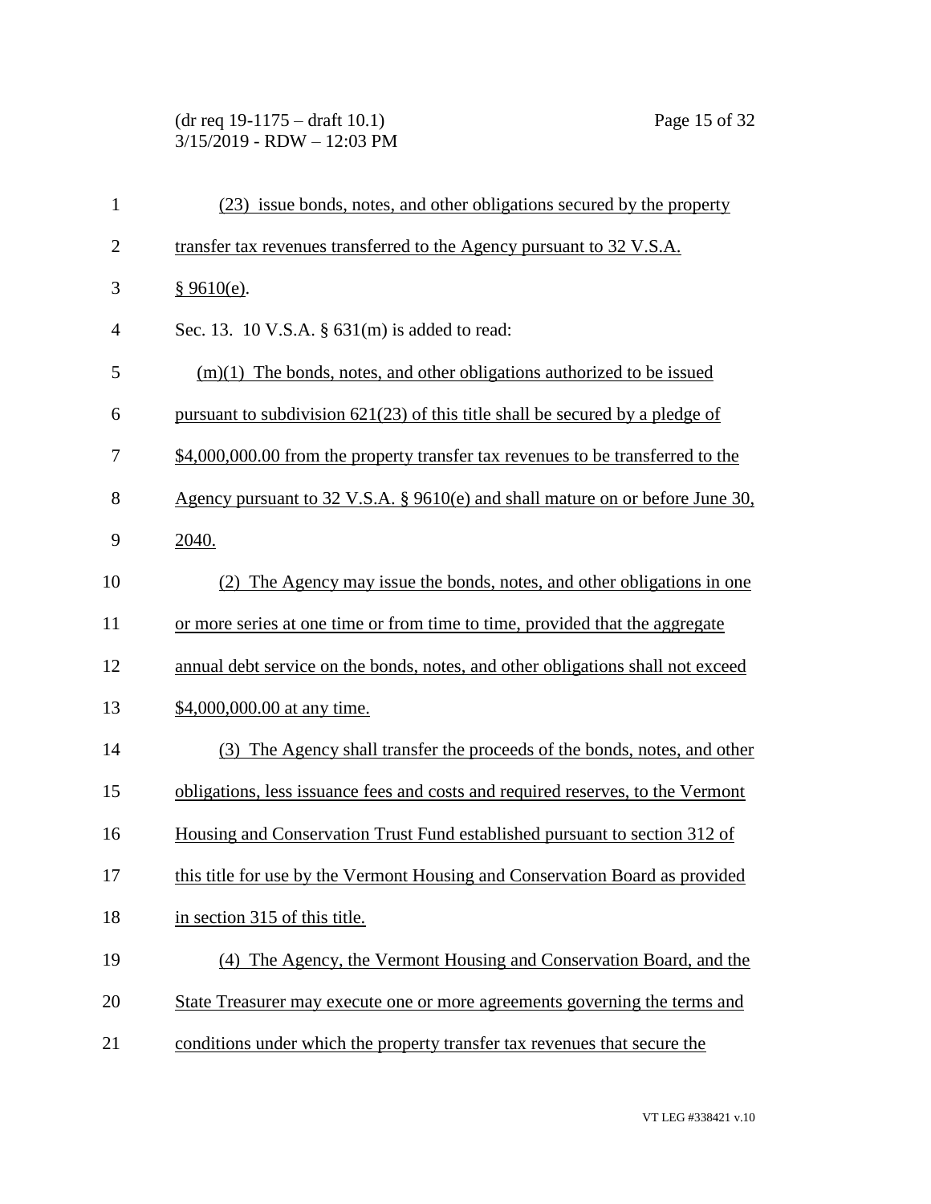(23) issue bonds, notes, and other obligations secured by the property transfer tax revenues transferred to the Agency pursuant to 32 V.S.A. § 9610(e).

Sec. 13. 10 V.S.A. § 631(m) is added to read:

(m)(1) The bonds, notes, and other obligations authorized to be issued pursuant to subdivision 621(23) of this title shall be secured by a pledge of $4,000,000.00 from the property transfer tax revenues to be transferred to the Agency pursuant to 32 V.S.A. § 9610(e) and shall mature on or before June 30, 2040.

(2) The Agency may issue the bonds, notes, and other obligations in one or more series at one time or from time to time, provided that the aggregate annual debt service on the bonds, notes, and other obligations shall not exceed $4,000,000.00 at any time.

(3) The Agency shall transfer the proceeds of the bonds, notes, and other obligations, less issuance fees and costs and required reserves, to the Vermont Housing and Conservation Trust Fund established pursuant to section 312 of this title for use by the Vermont Housing and Conservation Board as provided in section 315 of this title.

(4) The Agency, the Vermont Housing and Conservation Board, and the State Treasurer may execute one or more agreements governing the terms and conditions under which the property transfer tax revenues that secure the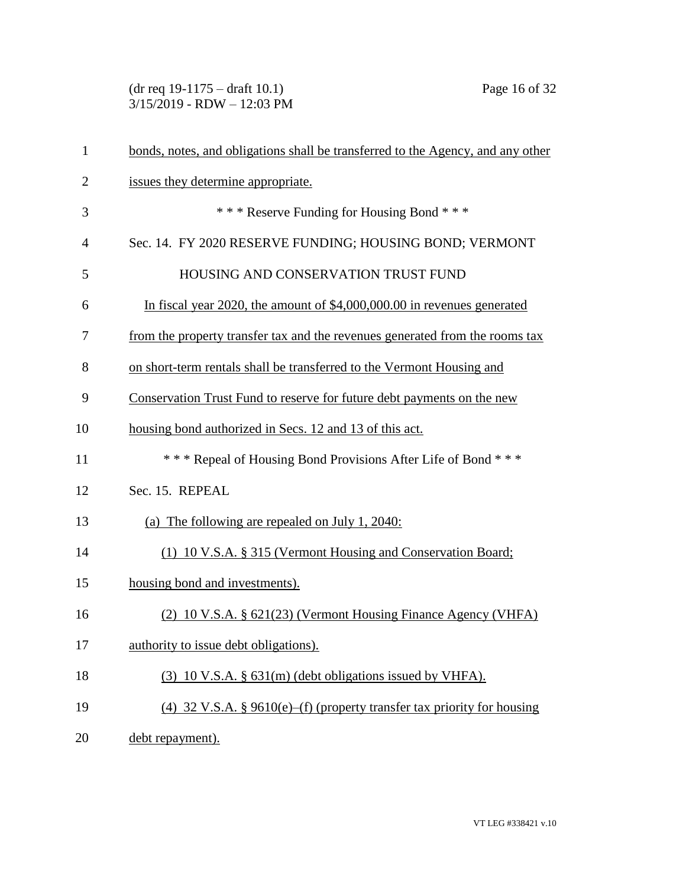bonds, notes, and obligations shall be transferred to the Agency, and any other issues they determine appropriate.

\* \* \* Reserve Funding for Housing Bond \* \* \*

Sec. 14. FY 2020 RESERVE FUNDING; HOUSING BOND; VERMONT HOUSING AND CONSERVATION TRUST FUND

In fiscal year 2020, the amount of $4,000,000.00 in revenues generated from the property transfer tax and the revenues generated from the rooms tax on short-term rentals shall be transferred to the Vermont Housing and Conservation Trust Fund to reserve for future debt payments on the new housing bond authorized in Secs. 12 and 13 of this act.

\* \* \* Repeal of Housing Bond Provisions After Life of Bond \* \* \*

Sec. 15. REPEAL

(a) The following are repealed on July 1, 2040:

(1) 10 V.S.A. § 315 (Vermont Housing and Conservation Board; housing bond and investments).

(2) 10 V.S.A. § 621(23) (Vermont Housing Finance Agency (VHFA) authority to issue debt obligations).

(3) 10 V.S.A. § 631(m) (debt obligations issued by VHFA).

(4) 32 V.S.A. § 9610(e)–(f) (property transfer tax priority for housing debt repayment).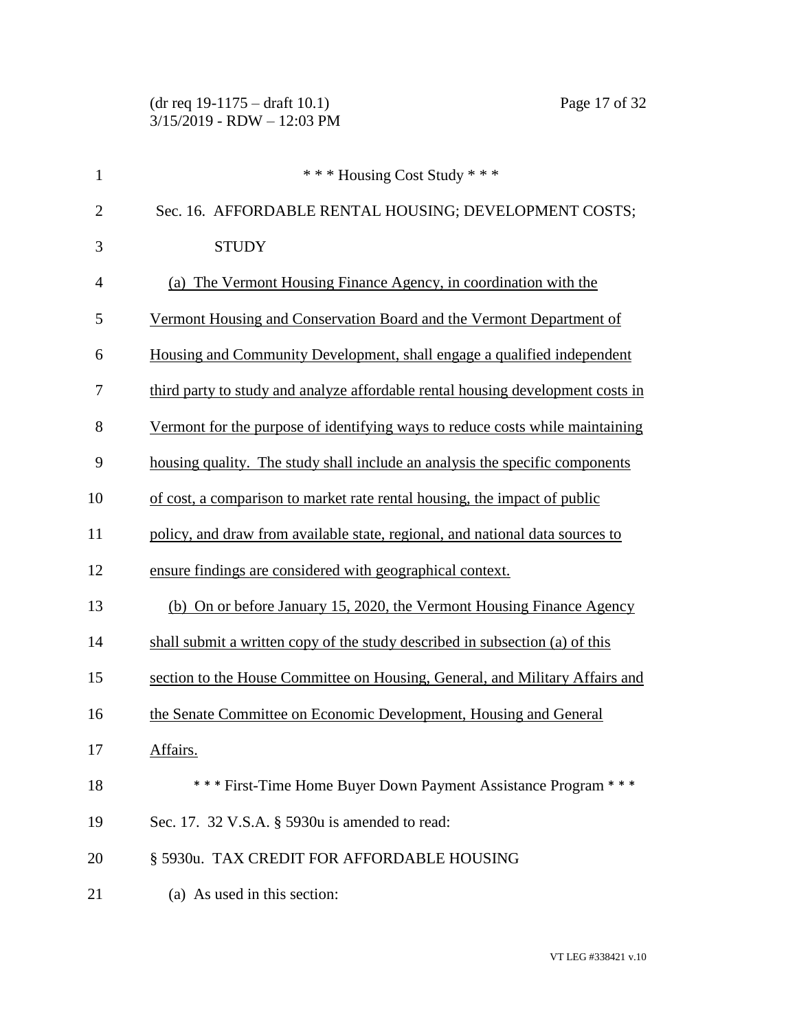\* \* \* Housing Cost Study \* \* \*

Sec. 16. AFFORDABLE RENTAL HOUSING; DEVELOPMENT COSTS; STUDY

<u>(a) The Vermont Housing Finance Agency, in coordination with the Vermont Housing and Conservation Board and the Vermont Department of Housing and Community Development, shall engage a qualified independent third party to study and analyze affordable rental housing development costs in Vermont for the purpose of identifying ways to reduce costs while maintaining housing quality. The study shall include an analysis the specific components of cost, a comparison to market rate rental housing, the impact of public policy, and draw from available state, regional, and national data sources to ensure findings are considered with geographical context.</u>

<u>(b) On or before January 15, 2020, the Vermont Housing Finance Agency shall submit a written copy of the study described in subsection (a) of this section to the House Committee on Housing, General, and Military Affairs and the Senate Committee on Economic Development, Housing and General Affairs.</u>

\* \* \* First-Time Home Buyer Down Payment Assistance Program \* \* \*

Sec. 17. 32 V.S.A. § 5930u is amended to read:

§ 5930u. TAX CREDIT FOR AFFORDABLE HOUSING

(a) As used in this section: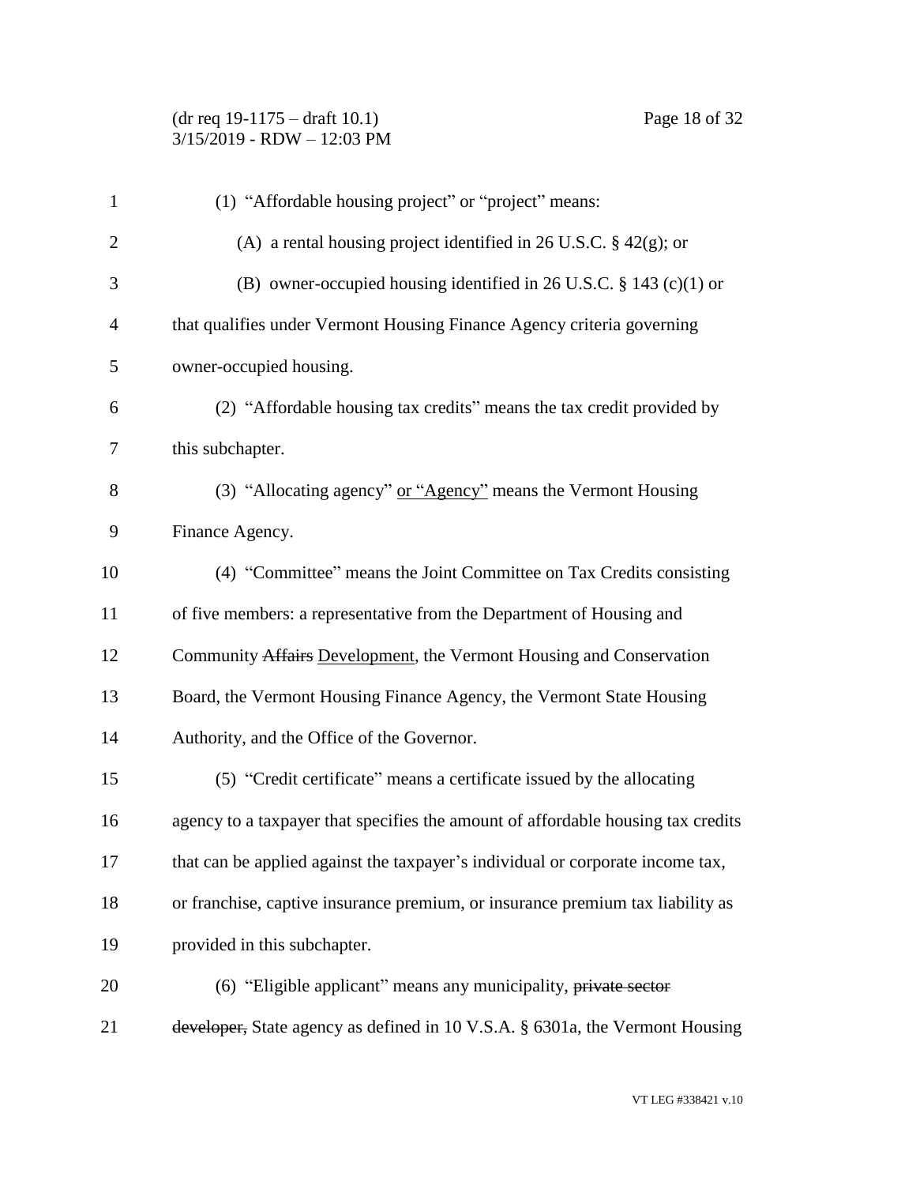(1) "Affordable housing project" or "project" means:

(A) a rental housing project identified in 26 U.S.C. § 42(g); or

(B) owner-occupied housing identified in 26 U.S.C. § 143 (c)(1) or that qualifies under Vermont Housing Finance Agency criteria governing owner-occupied housing.

(2) "Affordable housing tax credits" means the tax credit provided by this subchapter.

(3) "Allocating agency" <u>or "Agency"</u> means the Vermont Housing Finance Agency.

(4) "Committee" means the Joint Committee on Tax Credits consisting of five members: a representative from the Department of Housing and Community ~~Affairs~~ <u>Development</u>, the Vermont Housing and Conservation Board, the Vermont Housing Finance Agency, the Vermont State Housing Authority, and the Office of the Governor.

(5) "Credit certificate" means a certificate issued by the allocating agency to a taxpayer that specifies the amount of affordable housing tax credits that can be applied against the taxpayer's individual or corporate income tax, or franchise, captive insurance premium, or insurance premium tax liability as provided in this subchapter.

(6) "Eligible applicant" means any municipality, ~~private sector developer,~~ State agency as defined in 10 V.S.A. § 6301a, the Vermont Housing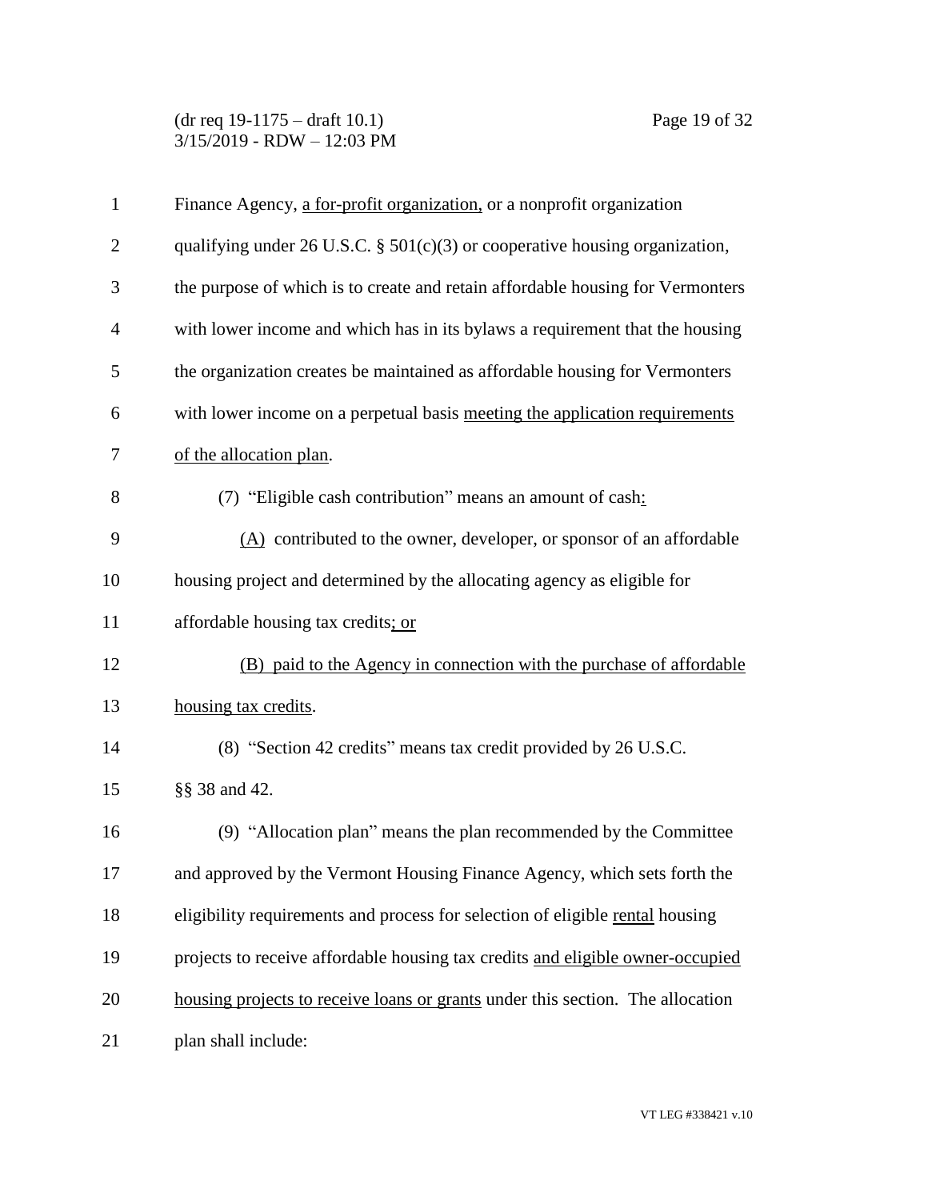Finance Agency, a for-profit organization, or a nonprofit organization qualifying under 26 U.S.C. § 501(c)(3) or cooperative housing organization, the purpose of which is to create and retain affordable housing for Vermonters with lower income and which has in its bylaws a requirement that the housing the organization creates be maintained as affordable housing for Vermonters with lower income on a perpetual basis meeting the application requirements of the allocation plan.

(7) "Eligible cash contribution" means an amount of cash:

(A) contributed to the owner, developer, or sponsor of an affordable housing project and determined by the allocating agency as eligible for affordable housing tax credits; or

(B) paid to the Agency in connection with the purchase of affordable housing tax credits.

(8) "Section 42 credits" means tax credit provided by 26 U.S.C. §§ 38 and 42.

(9) "Allocation plan" means the plan recommended by the Committee and approved by the Vermont Housing Finance Agency, which sets forth the eligibility requirements and process for selection of eligible rental housing projects to receive affordable housing tax credits and eligible owner-occupied housing projects to receive loans or grants under this section. The allocation plan shall include: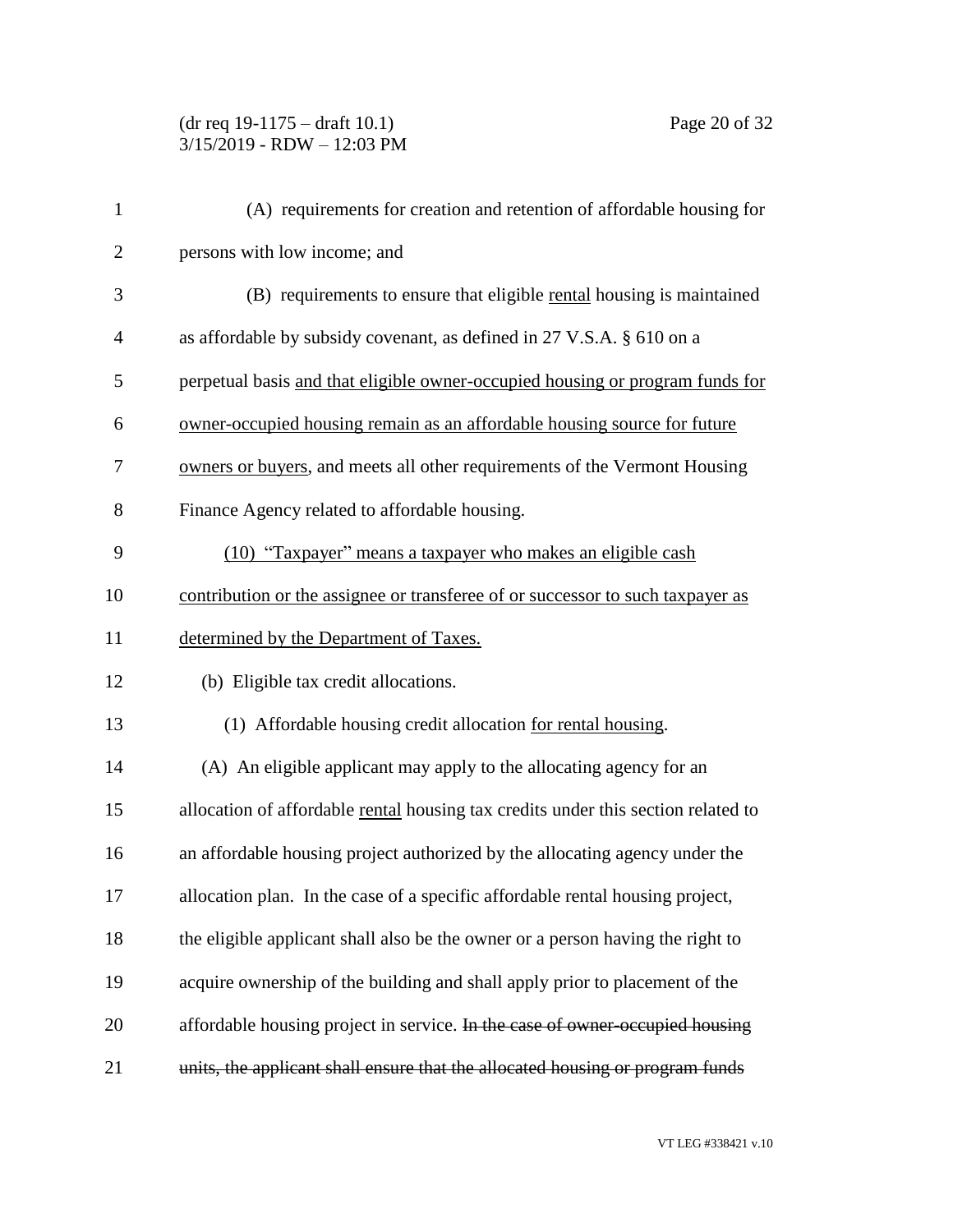(A) requirements for creation and retention of affordable housing for persons with low income; and

(B) requirements to ensure that eligible <u>rental</u> housing is maintained as affordable by subsidy covenant, as defined in 27 V.S.A. § 610 on a perpetual basis <u>and that eligible owner-occupied housing or program funds for owner-occupied housing remain as an affordable housing source for future owners or buyers</u>, and meets all other requirements of the Vermont Housing Finance Agency related to affordable housing.

<u>(10) "Taxpayer" means a taxpayer who makes an eligible cash contribution or the assignee or transferee of or successor to such taxpayer as determined by the Department of Taxes.</u>

(b) Eligible tax credit allocations.

(1) Affordable housing credit allocation <u>for rental housing</u>.

(A) An eligible applicant may apply to the allocating agency for an allocation of affordable <u>rental</u> housing tax credits under this section related to an affordable housing project authorized by the allocating agency under the allocation plan. In the case of a specific affordable rental housing project, the eligible applicant shall also be the owner or a person having the right to acquire ownership of the building and shall apply prior to placement of the affordable housing project in service. ~~In the case of owner-occupied housing units, the applicant shall ensure that the allocated housing or program funds~~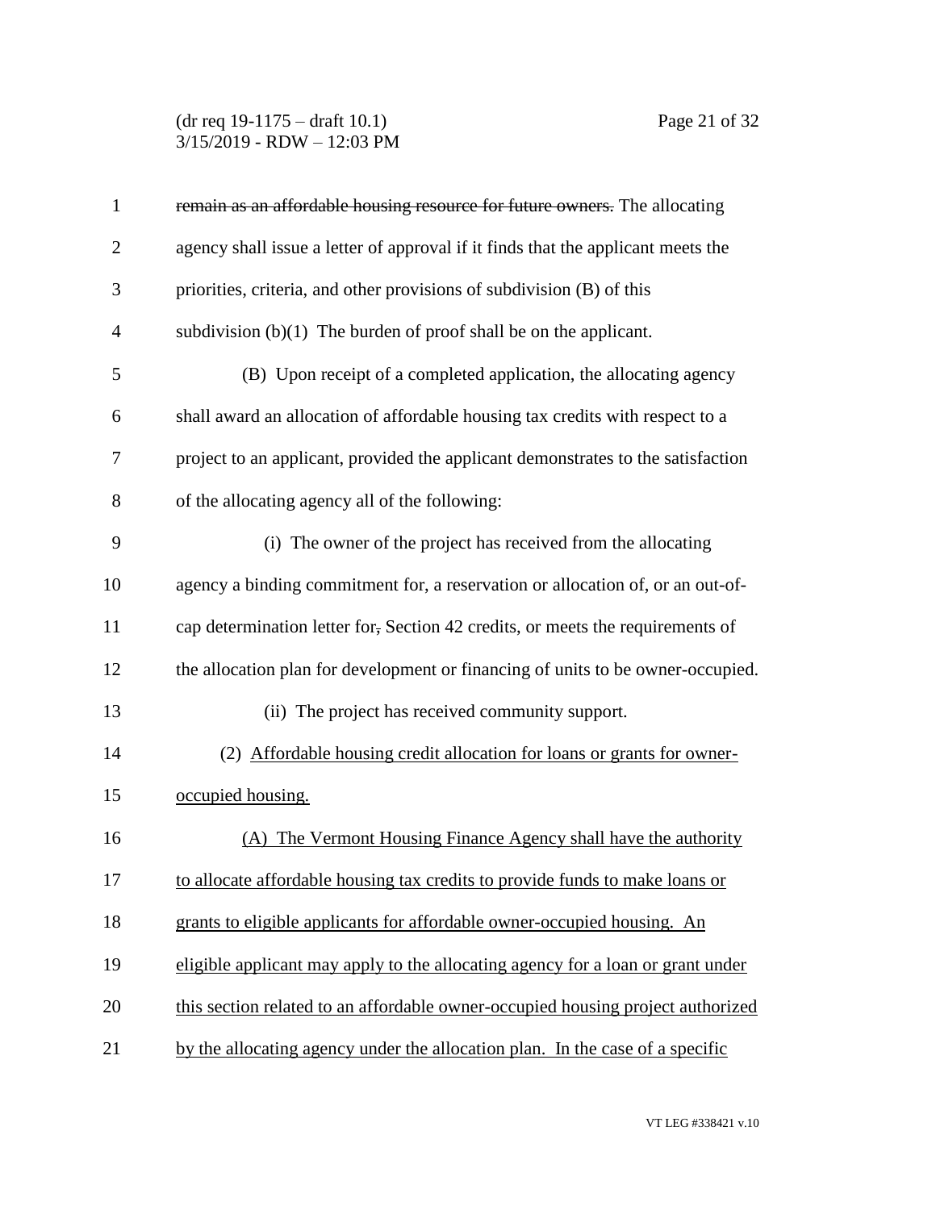~~remain as an affordable housing resource for future owners.~~ The allocating agency shall issue a letter of approval if it finds that the applicant meets the priorities, criteria, and other provisions of subdivision (B) of this subdivision (b)(1) The burden of proof shall be on the applicant.

(B) Upon receipt of a completed application, the allocating agency shall award an allocation of affordable housing tax credits with respect to a project to an applicant, provided the applicant demonstrates to the satisfaction of the allocating agency all of the following:

(i) The owner of the project has received from the allocating agency a binding commitment for, a reservation or allocation of, or an out-of-cap determination letter for~~,~~ Section 42 credits, or meets the requirements of the allocation plan for development or financing of units to be owner-occupied.

(ii) The project has received community support.

(2) <u>Affordable housing credit allocation for loans or grants for owner-occupied housing.</u>

<u>(A) The Vermont Housing Finance Agency shall have the authority to allocate affordable housing tax credits to provide funds to make loans or grants to eligible applicants for affordable owner-occupied housing. An eligible applicant may apply to the allocating agency for a loan or grant under this section related to an affordable owner-occupied housing project authorized by the allocating agency under the allocation plan. In the case of a specific</u>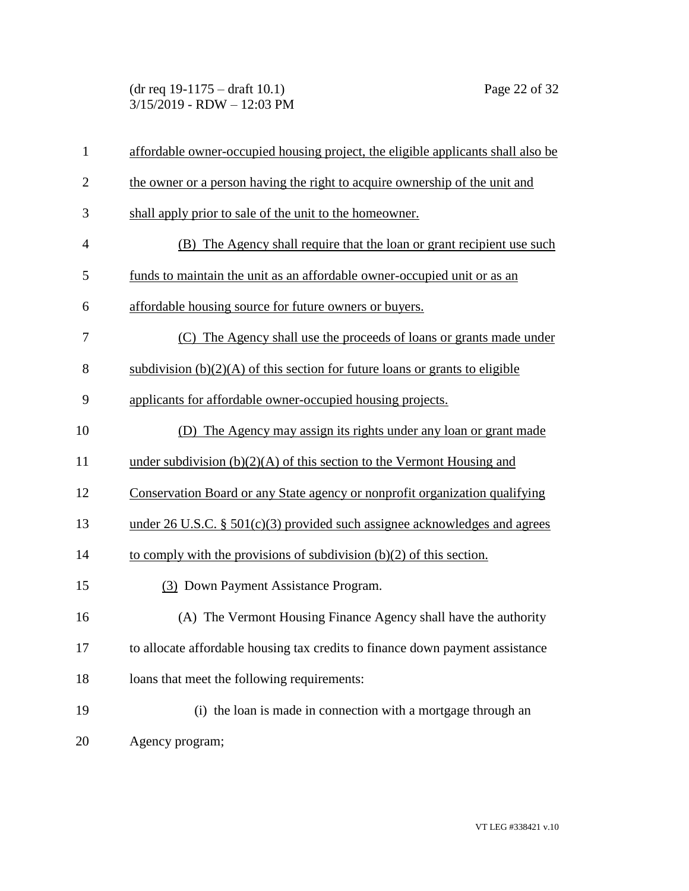affordable owner-occupied housing project, the eligible applicants shall also be the owner or a person having the right to acquire ownership of the unit and shall apply prior to sale of the unit to the homeowner.

(B) The Agency shall require that the loan or grant recipient use such funds to maintain the unit as an affordable owner-occupied unit or as an affordable housing source for future owners or buyers.

(C) The Agency shall use the proceeds of loans or grants made under subdivision (b)(2)(A) of this section for future loans or grants to eligible applicants for affordable owner-occupied housing projects.

(D) The Agency may assign its rights under any loan or grant made under subdivision (b)(2)(A) of this section to the Vermont Housing and Conservation Board or any State agency or nonprofit organization qualifying under 26 U.S.C. § 501(c)(3) provided such assignee acknowledges and agrees to comply with the provisions of subdivision (b)(2) of this section.

(3) Down Payment Assistance Program.

(A) The Vermont Housing Finance Agency shall have the authority to allocate affordable housing tax credits to finance down payment assistance loans that meet the following requirements:

(i) the loan is made in connection with a mortgage through an Agency program;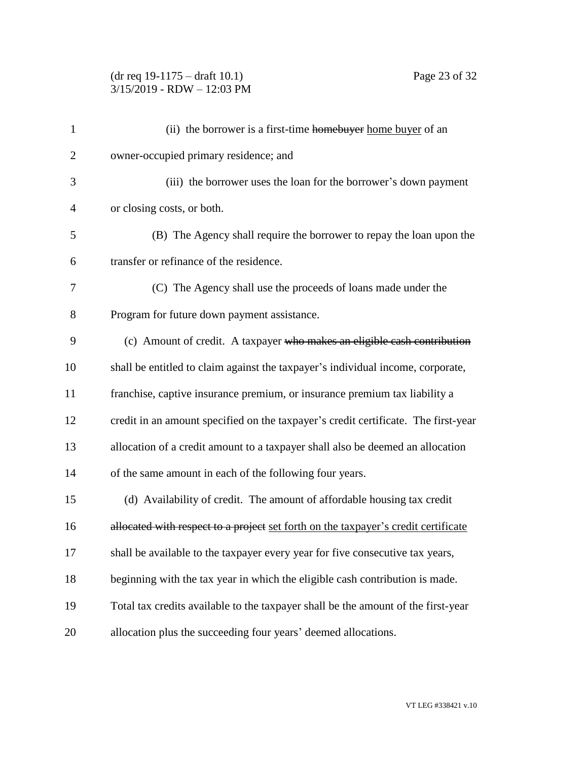(ii) the borrower is a first-time ~~homebuyer~~ home buyer of an owner-occupied primary residence; and

(iii) the borrower uses the loan for the borrower's down payment or closing costs, or both.

(B) The Agency shall require the borrower to repay the loan upon the transfer or refinance of the residence.

(C) The Agency shall use the proceeds of loans made under the Program for future down payment assistance.

(c) Amount of credit. A taxpayer ~~who makes an eligible cash contribution~~ shall be entitled to claim against the taxpayer's individual income, corporate, franchise, captive insurance premium, or insurance premium tax liability a credit in an amount specified on the taxpayer's credit certificate. The first-year allocation of a credit amount to a taxpayer shall also be deemed an allocation of the same amount in each of the following four years.

(d) Availability of credit. The amount of affordable housing tax credit ~~allocated with respect to a project~~ set forth on the taxpayer's credit certificate shall be available to the taxpayer every year for five consecutive tax years, beginning with the tax year in which the eligible cash contribution is made. Total tax credits available to the taxpayer shall be the amount of the first-year allocation plus the succeeding four years' deemed allocations.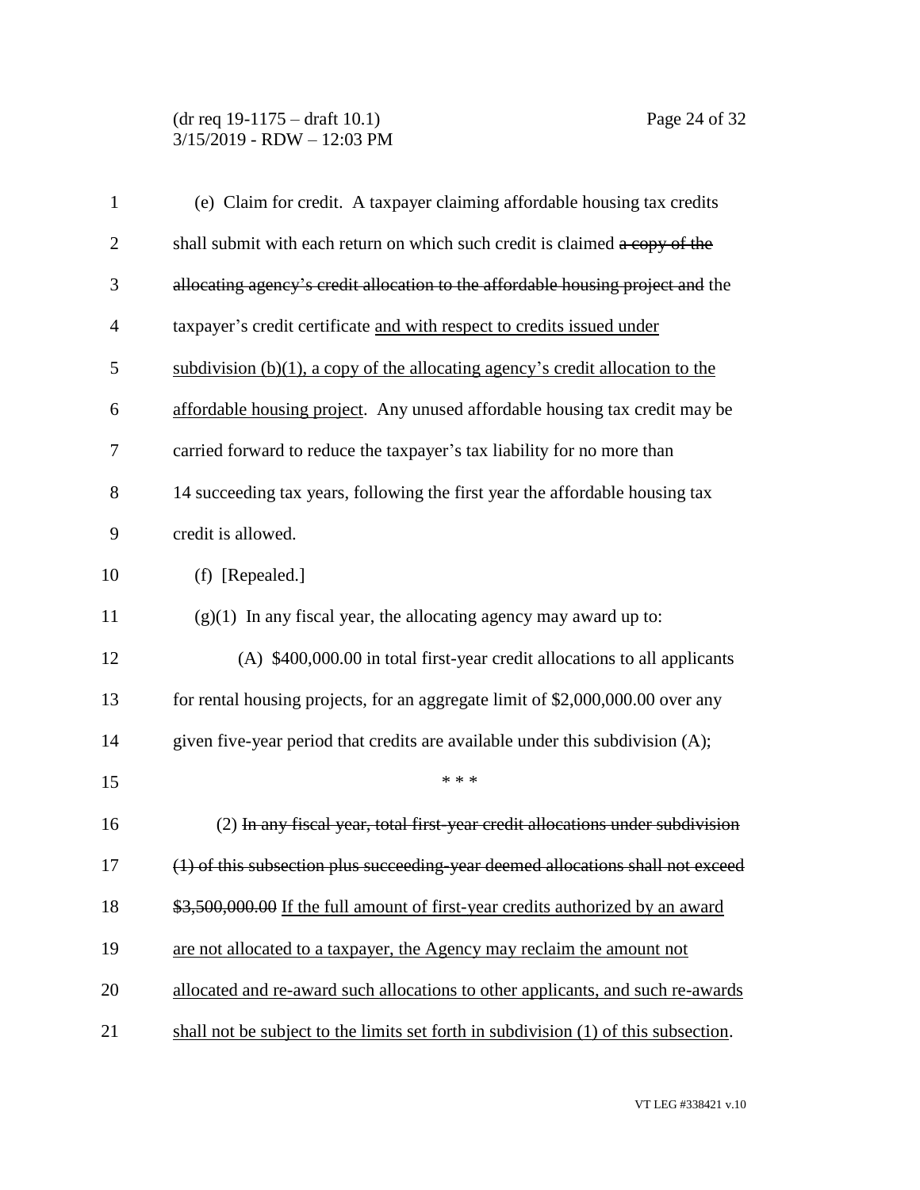(e) Claim for credit. A taxpayer claiming affordable housing tax credits shall submit with each return on which such credit is claimed ~~a copy of the allocating agency's credit allocation to the affordable housing project and~~ the taxpayer's credit certificate <u>and with respect to credits issued under subdivision (b)(1), a copy of the allocating agency's credit allocation to the affordable housing project</u>. Any unused affordable housing tax credit may be carried forward to reduce the taxpayer's tax liability for no more than 14 succeeding tax years, following the first year the affordable housing tax credit is allowed.

(f) [Repealed.]

(g)(1) In any fiscal year, the allocating agency may award up to:

(A) $400,000.00 in total first-year credit allocations to all applicants for rental housing projects, for an aggregate limit of $2,000,000.00 over any given five-year period that credits are available under this subdivision (A);

\* \* \*

(2) ~~In any fiscal year, total first-year credit allocations under subdivision (1) of this subsection plus succeeding-year deemed allocations shall not exceed $3,500,000.00~~ <u>If the full amount of first-year credits authorized by an award are not allocated to a taxpayer, the Agency may reclaim the amount not allocated and re-award such allocations to other applicants, and such re-awards shall not be subject to the limits set forth in subdivision (1) of this subsection</u>.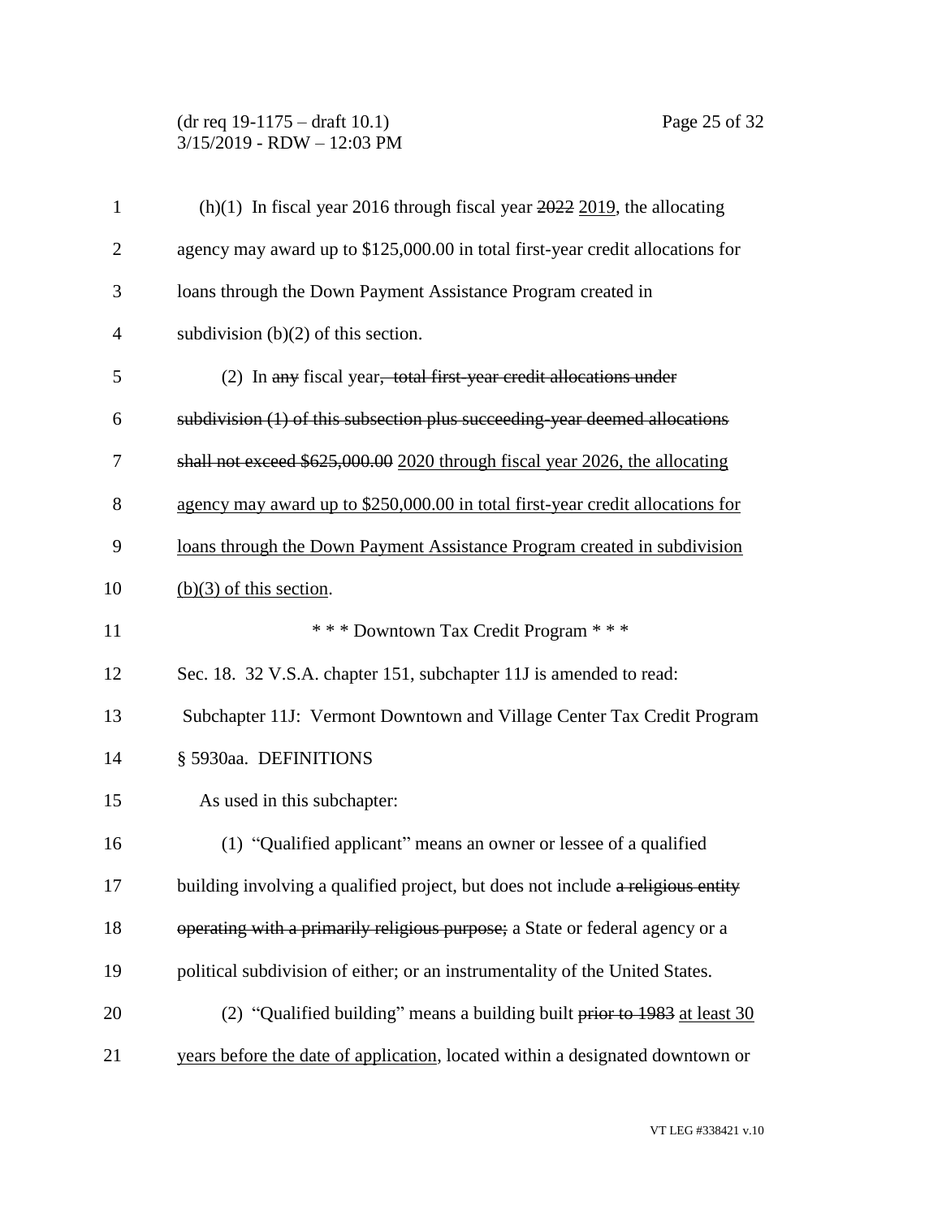(h)(1) In fiscal year 2016 through fiscal year ~~2022~~ 2019, the allocating agency may award up to $125,000.00 in total first-year credit allocations for loans through the Down Payment Assistance Program created in subdivision (b)(2) of this section.

(2) In ~~any~~ fiscal year~~, total first-year credit allocations under subdivision (1) of this subsection plus succeeding-year deemed allocations shall not exceed $625,000.00~~ 2020 through fiscal year 2026, the allocating agency may award up to $250,000.00 in total first-year credit allocations for loans through the Down Payment Assistance Program created in subdivision (b)(3) of this section.

\* \* \* Downtown Tax Credit Program \* \* \*

Sec. 18. 32 V.S.A. chapter 151, subchapter 11J is amended to read:

Subchapter 11J: Vermont Downtown and Village Center Tax Credit Program

§ 5930aa. DEFINITIONS

As used in this subchapter:

(1) "Qualified applicant" means an owner or lessee of a qualified building involving a qualified project, but does not include ~~a religious entity operating with a primarily religious purpose;~~ a State or federal agency or a political subdivision of either; or an instrumentality of the United States.

(2) "Qualified building" means a building built ~~prior to 1983~~ at least 30 years before the date of application, located within a designated downtown or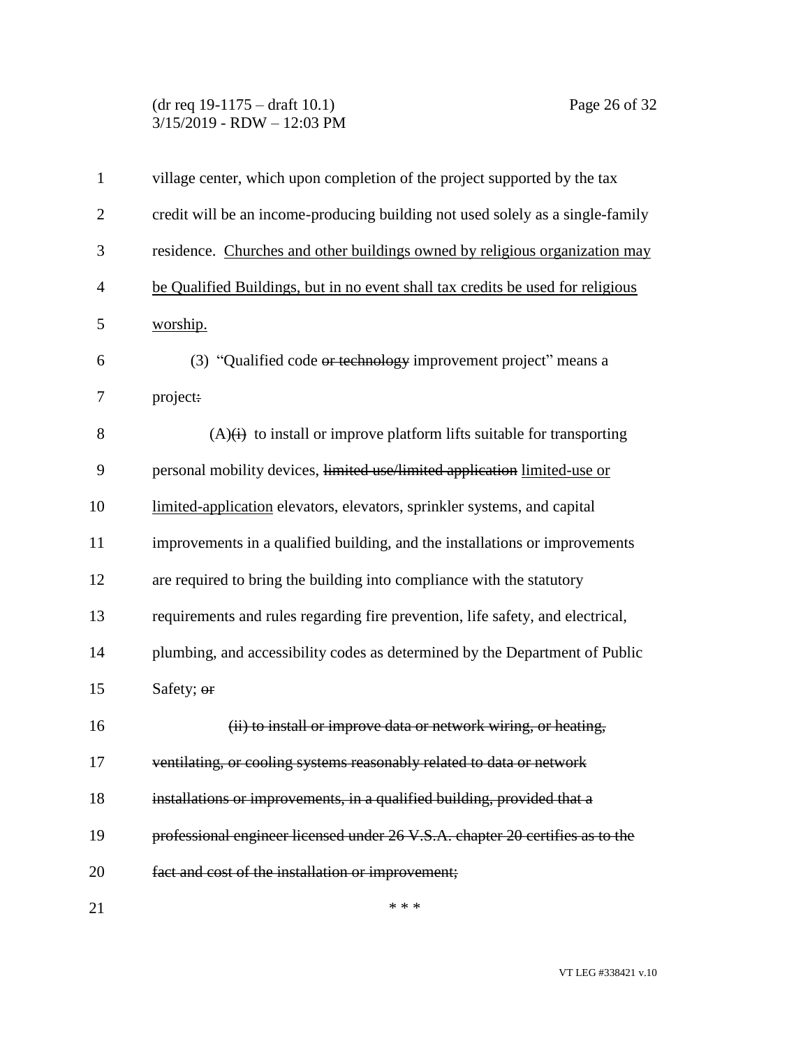village center, which upon completion of the project supported by the tax credit will be an income-producing building not used solely as a single-family residence. <u>Churches and other buildings owned by religious organization may be Qualified Buildings, but in no event shall tax credits be used for religious worship.</u>

(3) "Qualified code ~~or technology~~ improvement project" means a project~~:~~

(A)~~(i)~~ to install or improve platform lifts suitable for transporting personal mobility devices, ~~limited use/limited application~~ <u>limited-use or limited-application</u> elevators, elevators, sprinkler systems, and capital improvements in a qualified building, and the installations or improvements are required to bring the building into compliance with the statutory requirements and rules regarding fire prevention, life safety, and electrical, plumbing, and accessibility codes as determined by the Department of Public Safety; ~~or~~

~~(ii) to install or improve data or network wiring, or heating, ventilating, or cooling systems reasonably related to data or network installations or improvements, in a qualified building, provided that a professional engineer licensed under 26 V.S.A. chapter 20 certifies as to the fact and cost of the installation or improvement;~~

\* \* \*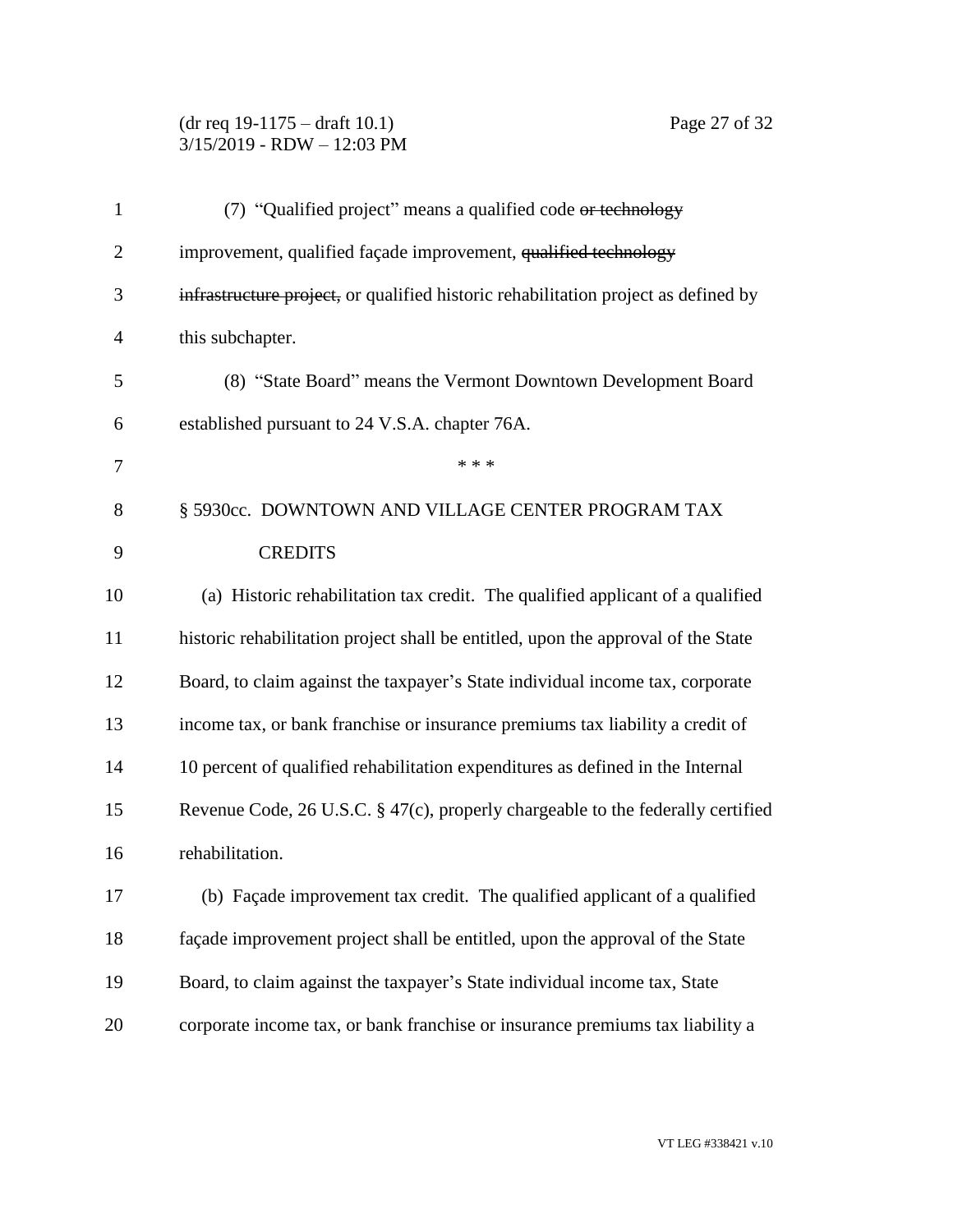(7) "Qualified project" means a qualified code ~~or technology~~ improvement, qualified façade improvement, ~~qualified technology infrastructure project,~~ or qualified historic rehabilitation project as defined by this subchapter.

(8) "State Board" means the Vermont Downtown Development Board established pursuant to 24 V.S.A. chapter 76A.

\* \* \*

§ 5930cc. DOWNTOWN AND VILLAGE CENTER PROGRAM TAX CREDITS

(a) Historic rehabilitation tax credit. The qualified applicant of a qualified historic rehabilitation project shall be entitled, upon the approval of the State Board, to claim against the taxpayer's State individual income tax, corporate income tax, or bank franchise or insurance premiums tax liability a credit of 10 percent of qualified rehabilitation expenditures as defined in the Internal Revenue Code, 26 U.S.C. § 47(c), properly chargeable to the federally certified rehabilitation.

(b) Façade improvement tax credit. The qualified applicant of a qualified façade improvement project shall be entitled, upon the approval of the State Board, to claim against the taxpayer's State individual income tax, State corporate income tax, or bank franchise or insurance premiums tax liability a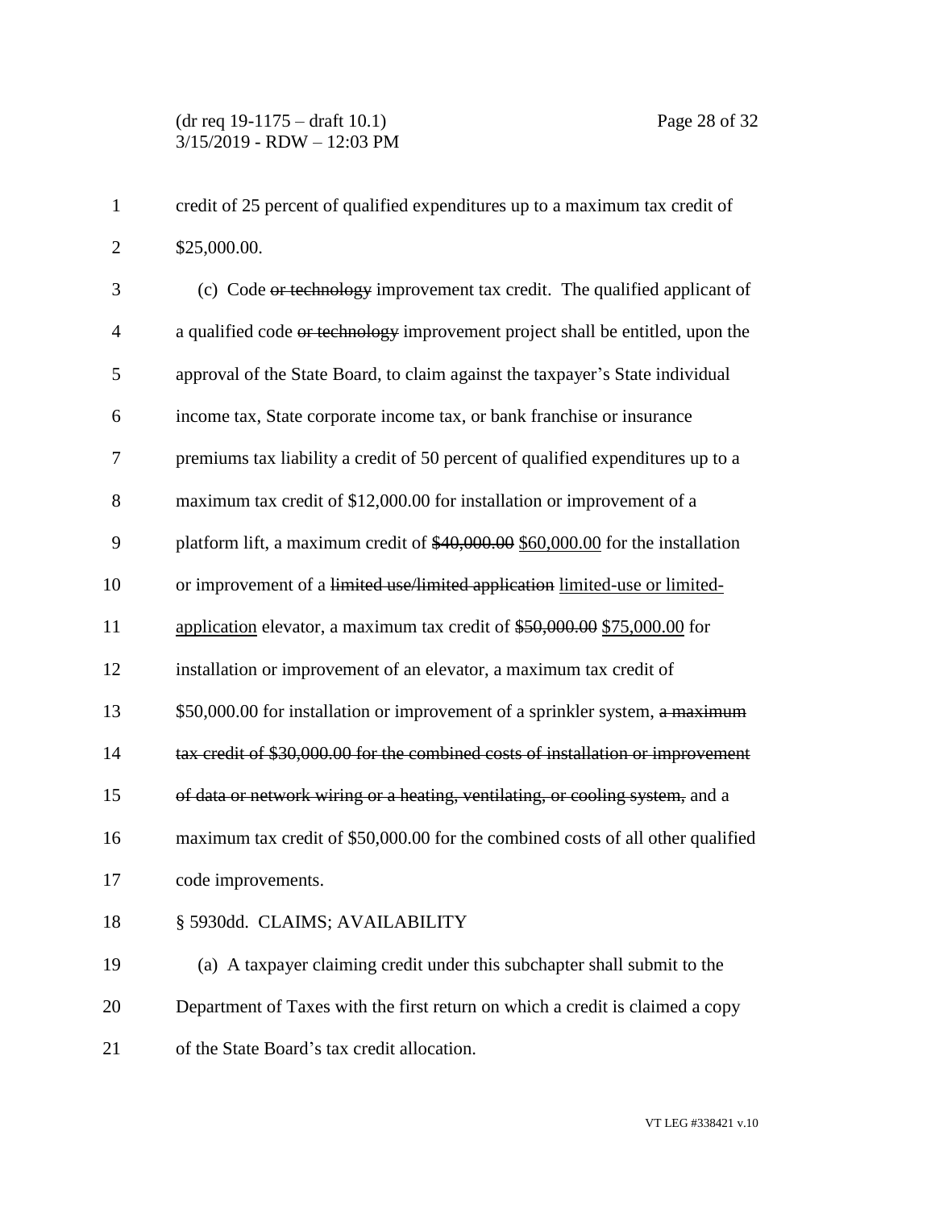credit of 25 percent of qualified expenditures up to a maximum tax credit of $25,000.00.

(c) Code ~~or technology~~ improvement tax credit. The qualified applicant of a qualified code ~~or technology~~ improvement project shall be entitled, upon the approval of the State Board, to claim against the taxpayer's State individual income tax, State corporate income tax, or bank franchise or insurance premiums tax liability a credit of 50 percent of qualified expenditures up to a maximum tax credit of $12,000.00 for installation or improvement of a platform lift, a maximum credit of ~~$40,000.00~~ <u>$60,000.00</u> for the installation or improvement of a ~~limited use/limited application~~ <u>limited-use or limited-application</u> elevator, a maximum tax credit of ~~$50,000.00~~ <u>$75,000.00</u> for installation or improvement of an elevator, a maximum tax credit of $50,000.00 for installation or improvement of a sprinkler system, ~~a maximum tax credit of $30,000.00 for the combined costs of installation or improvement of data or network wiring or a heating, ventilating, or cooling system,~~ and a maximum tax credit of $50,000.00 for the combined costs of all other qualified code improvements.

§ 5930dd. CLAIMS; AVAILABILITY

(a) A taxpayer claiming credit under this subchapter shall submit to the Department of Taxes with the first return on which a credit is claimed a copy of the State Board's tax credit allocation.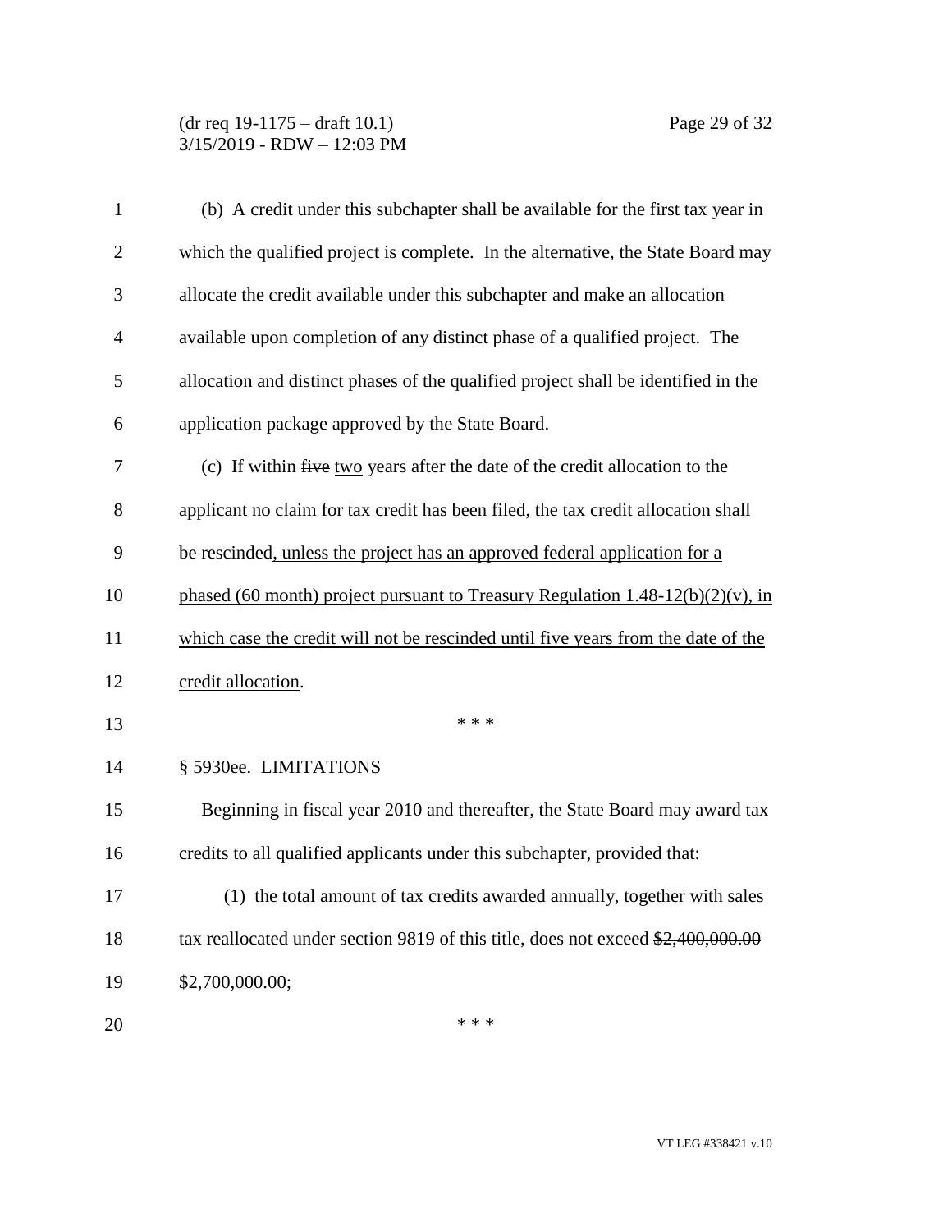(b) A credit under this subchapter shall be available for the first tax year in which the qualified project is complete. In the alternative, the State Board may allocate the credit available under this subchapter and make an allocation available upon completion of any distinct phase of a qualified project. The allocation and distinct phases of the qualified project shall be identified in the application package approved by the State Board.

(c) If within ~~five~~ <u>two</u> years after the date of the credit allocation to the applicant no claim for tax credit has been filed, the tax credit allocation shall be rescinded<u>, unless the project has an approved federal application for a phased (60 month) project pursuant to Treasury Regulation 1.48-12(b)(2)(v), in which case the credit will not be rescinded until five years from the date of the credit allocation</u>.

\* \* \*

§ 5930ee. LIMITATIONS

Beginning in fiscal year 2010 and thereafter, the State Board may award tax credits to all qualified applicants under this subchapter, provided that:

(1) the total amount of tax credits awarded annually, together with sales tax reallocated under section 9819 of this title, does not exceed ~~$2,400,000.00~~ <u>$2,700,000.00</u>;

\* \* \*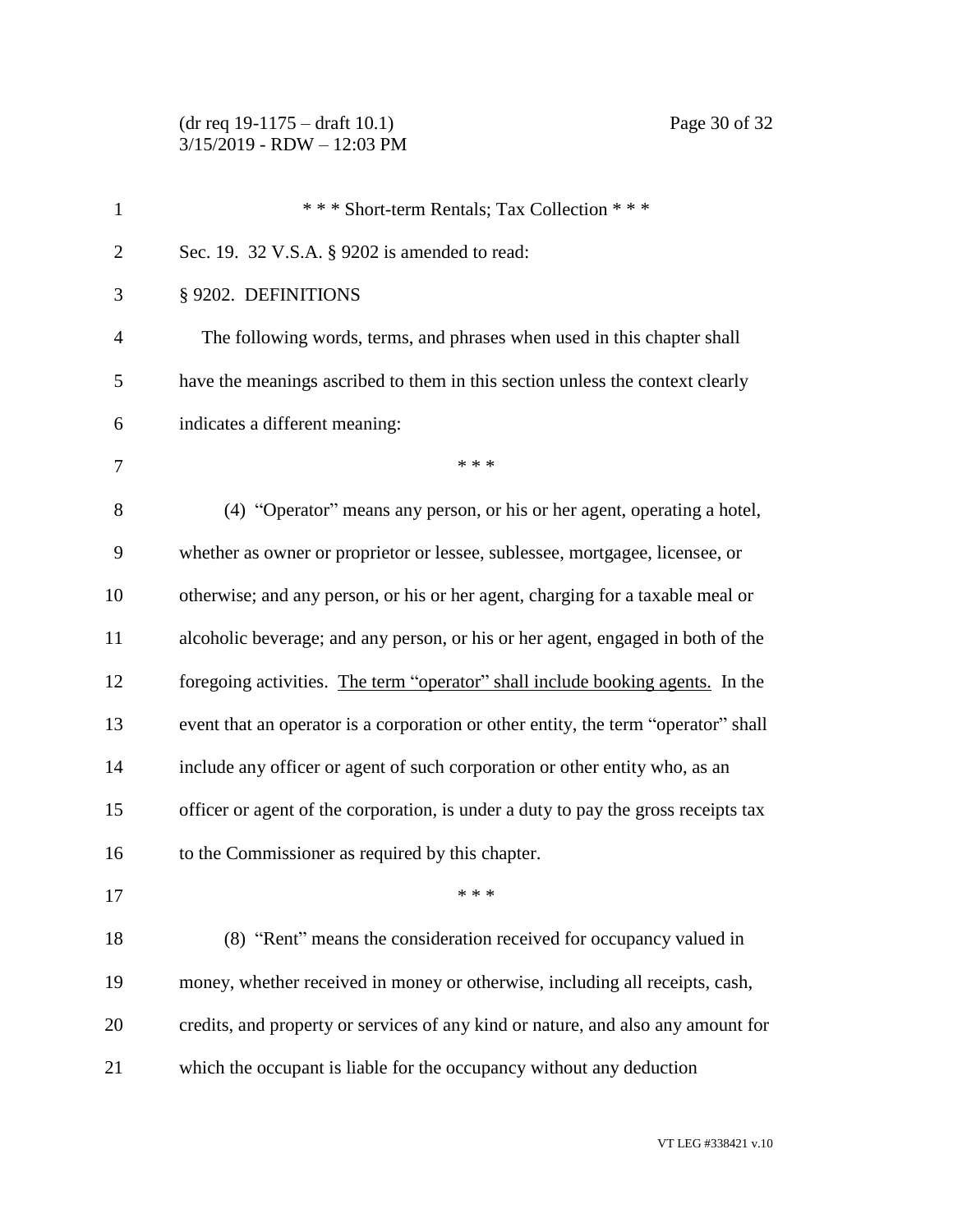\* \* \* Short-term Rentals; Tax Collection \* \* \*

Sec. 19. 32 V.S.A. § 9202 is amended to read:

§ 9202. DEFINITIONS

The following words, terms, and phrases when used in this chapter shall have the meanings ascribed to them in this section unless the context clearly indicates a different meaning:

\* \* \*

(4) "Operator" means any person, or his or her agent, operating a hotel, whether as owner or proprietor or lessee, sublessee, mortgagee, licensee, or otherwise; and any person, or his or her agent, charging for a taxable meal or alcoholic beverage; and any person, or his or her agent, engaged in both of the foregoing activities. <u>The term "operator" shall include booking agents.</u> In the event that an operator is a corporation or other entity, the term "operator" shall include any officer or agent of such corporation or other entity who, as an officer or agent of the corporation, is under a duty to pay the gross receipts tax to the Commissioner as required by this chapter.

\* \* \*

(8) "Rent" means the consideration received for occupancy valued in money, whether received in money or otherwise, including all receipts, cash, credits, and property or services of any kind or nature, and also any amount for which the occupant is liable for the occupancy without any deduction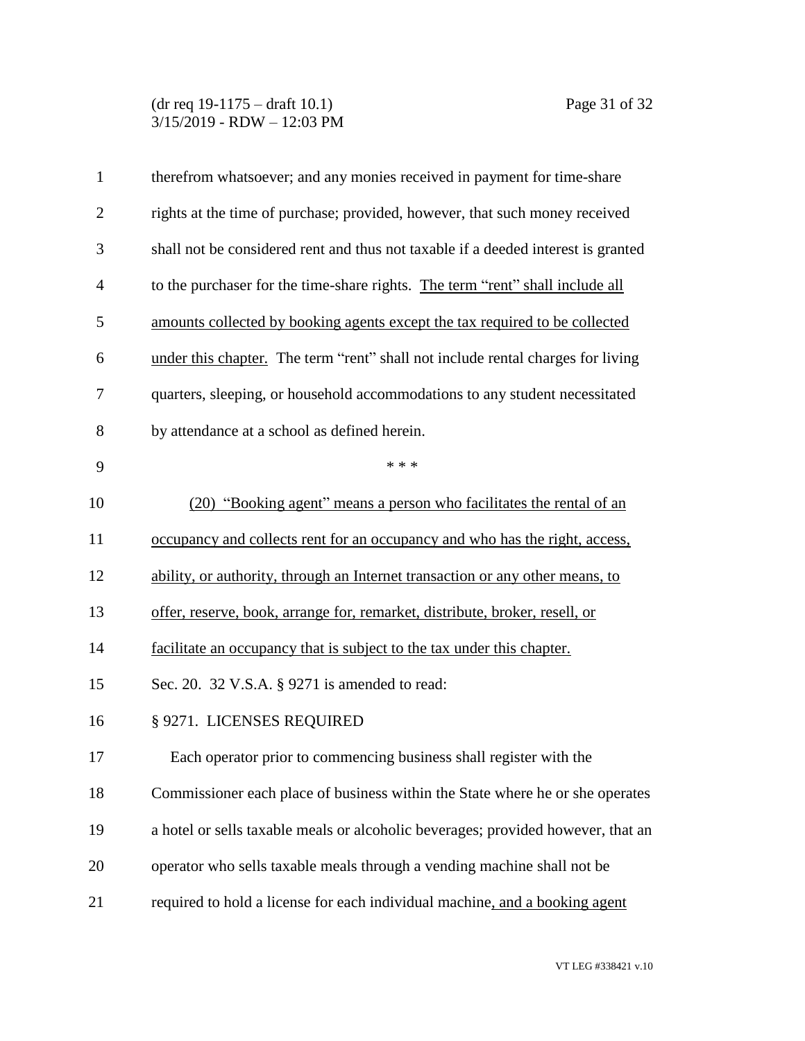therefrom whatsoever; and any monies received in payment for time-share rights at the time of purchase; provided, however, that such money received shall not be considered rent and thus not taxable if a deeded interest is granted to the purchaser for the time-share rights. <u>The term "rent" shall include all amounts collected by booking agents except the tax required to be collected under this chapter.</u> The term "rent" shall not include rental charges for living quarters, sleeping, or household accommodations to any student necessitated by attendance at a school as defined herein.

\* \* \*

<u>(20) "Booking agent" means a person who facilitates the rental of an occupancy and collects rent for an occupancy and who has the right, access, ability, or authority, through an Internet transaction or any other means, to offer, reserve, book, arrange for, remarket, distribute, broker, resell, or facilitate an occupancy that is subject to the tax under this chapter.</u>

Sec. 20. 32 V.S.A. § 9271 is amended to read:

§ 9271. LICENSES REQUIRED

Each operator prior to commencing business shall register with the Commissioner each place of business within the State where he or she operates a hotel or sells taxable meals or alcoholic beverages; provided however, that an operator who sells taxable meals through a vending machine shall not be required to hold a license for each individual machine<u>, and a booking agent</u>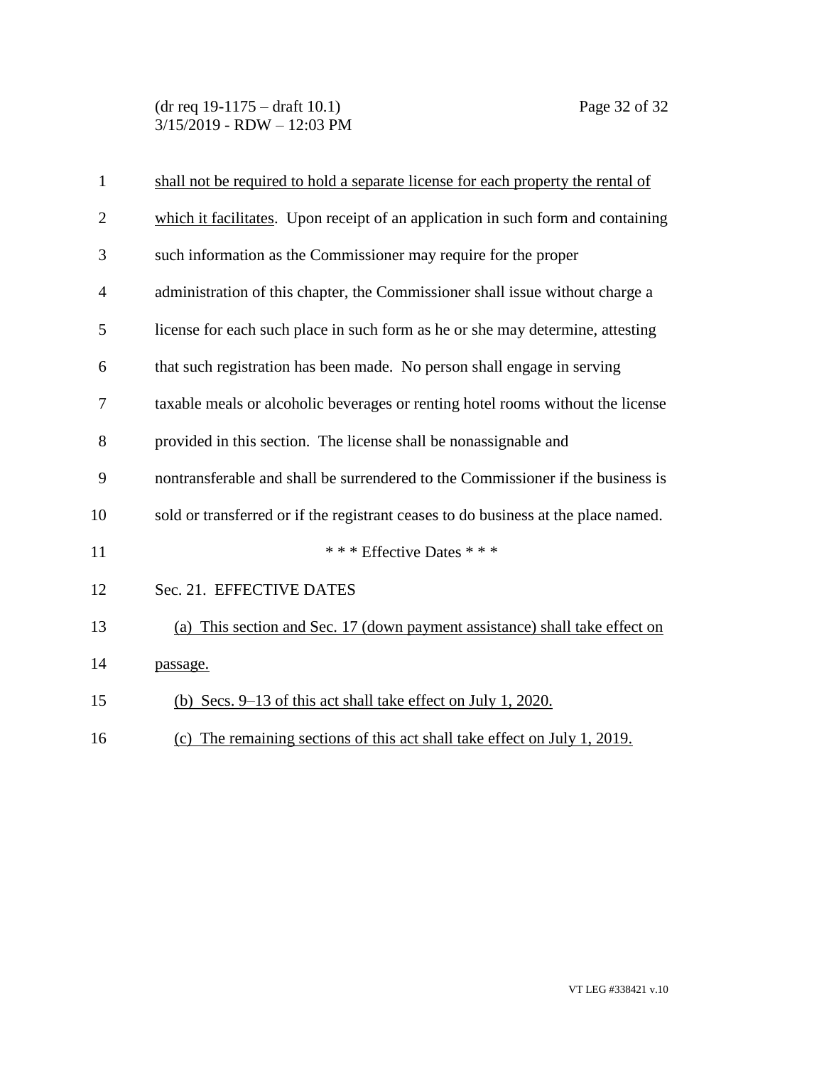shall not be required to hold a separate license for each property the rental of which it facilitates. Upon receipt of an application in such form and containing such information as the Commissioner may require for the proper administration of this chapter, the Commissioner shall issue without charge a license for each such place in such form as he or she may determine, attesting that such registration has been made. No person shall engage in serving taxable meals or alcoholic beverages or renting hotel rooms without the license provided in this section. The license shall be nonassignable and nontransferable and shall be surrendered to the Commissioner if the business is sold or transferred or if the registrant ceases to do business at the place named.

\* \* \* Effective Dates \* \* \*

Sec. 21. EFFECTIVE DATES

(a) This section and Sec. 17 (down payment assistance) shall take effect on passage.

(b) Secs. 9–13 of this act shall take effect on July 1, 2020.

(c) The remaining sections of this act shall take effect on July 1, 2019.